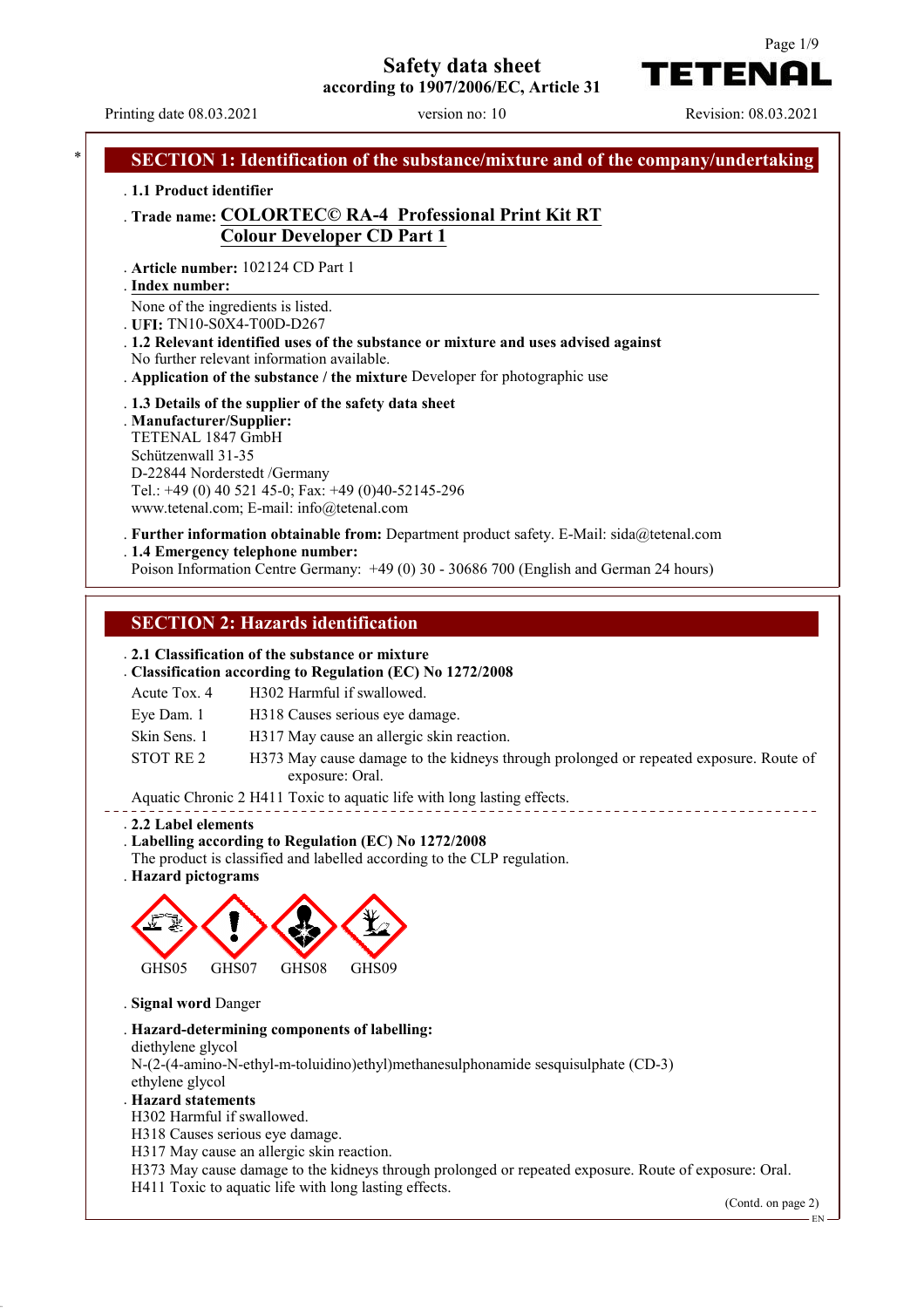# Safety data sheet
according to 1907/2006/EC, Article 31

Printing date 08.03.2021 version no: 10 Revision: 08.03.2021

## SECTION 1: Identification of the substance/mixture and of the company/undertaking

- **1.1 Product identifier**
- **Trade name: COLORTEC© RA-4 Professional Print Kit RT Colour Developer CD Part 1**
- **Article number:** 102124 CD Part 1
- **Index number:**

  None of the ingredients is listed.
- **UFI:** TN10-S0X4-T00D-D267
- **1.2 Relevant identified uses of the substance or mixture and uses advised against**

  No further relevant information available.
- **Application of the substance / the mixture** Developer for photographic use
- **1.3 Details of the supplier of the safety data sheet**
- **Manufacturer/Supplier:**

  TETENAL 1847 GmbH
  Schützenwall 31-35
  D-22844 Norderstedt /Germany
  Tel.: +49 (0) 40 521 45-0; Fax: +49 (0)40-52145-296
  www.tetenal.com; E-mail: info@tetenal.com
- **Further information obtainable from:** Department product safety. E-Mail: sida@tetenal.com
- **1.4 Emergency telephone number:**

  Poison Information Centre Germany: +49 (0) 30 - 30686 700 (English and German 24 hours)

## SECTION 2: Hazards identification

- **2.1 Classification of the substance or mixture**
- **Classification according to Regulation (EC) No 1272/2008**

| | |
|---|---|
| Acute Tox. 4 | H302 Harmful if swallowed. |
| Eye Dam. 1 | H318 Causes serious eye damage. |
| Skin Sens. 1 | H317 May cause an allergic skin reaction. |
| STOT RE 2 | H373 May cause damage to the kidneys through prolonged or repeated exposure. Route of exposure: Oral. |

Aquatic Chronic 2 H411 Toxic to aquatic life with long lasting effects.

- **2.2 Label elements**
- **Labelling according to Regulation (EC) No 1272/2008**

  The product is classified and labelled according to the CLP regulation.
- **Hazard pictograms**

  GHS05 GHS07 GHS08 GHS09

- **Signal word** Danger
- **Hazard-determining components of labelling:**

  diethylene glycol
  N-(2-(4-amino-N-ethyl-m-toluidino)ethyl)methanesulphonamide sesquisulphate (CD-3)
  ethylene glycol
- **Hazard statements**

  H302 Harmful if swallowed.
  H318 Causes serious eye damage.
  H317 May cause an allergic skin reaction.
  H373 May cause damage to the kidneys through prolonged or repeated exposure. Route of exposure: Oral.
  H411 Toxic to aquatic life with long lasting effects.

(Contd. on page 2)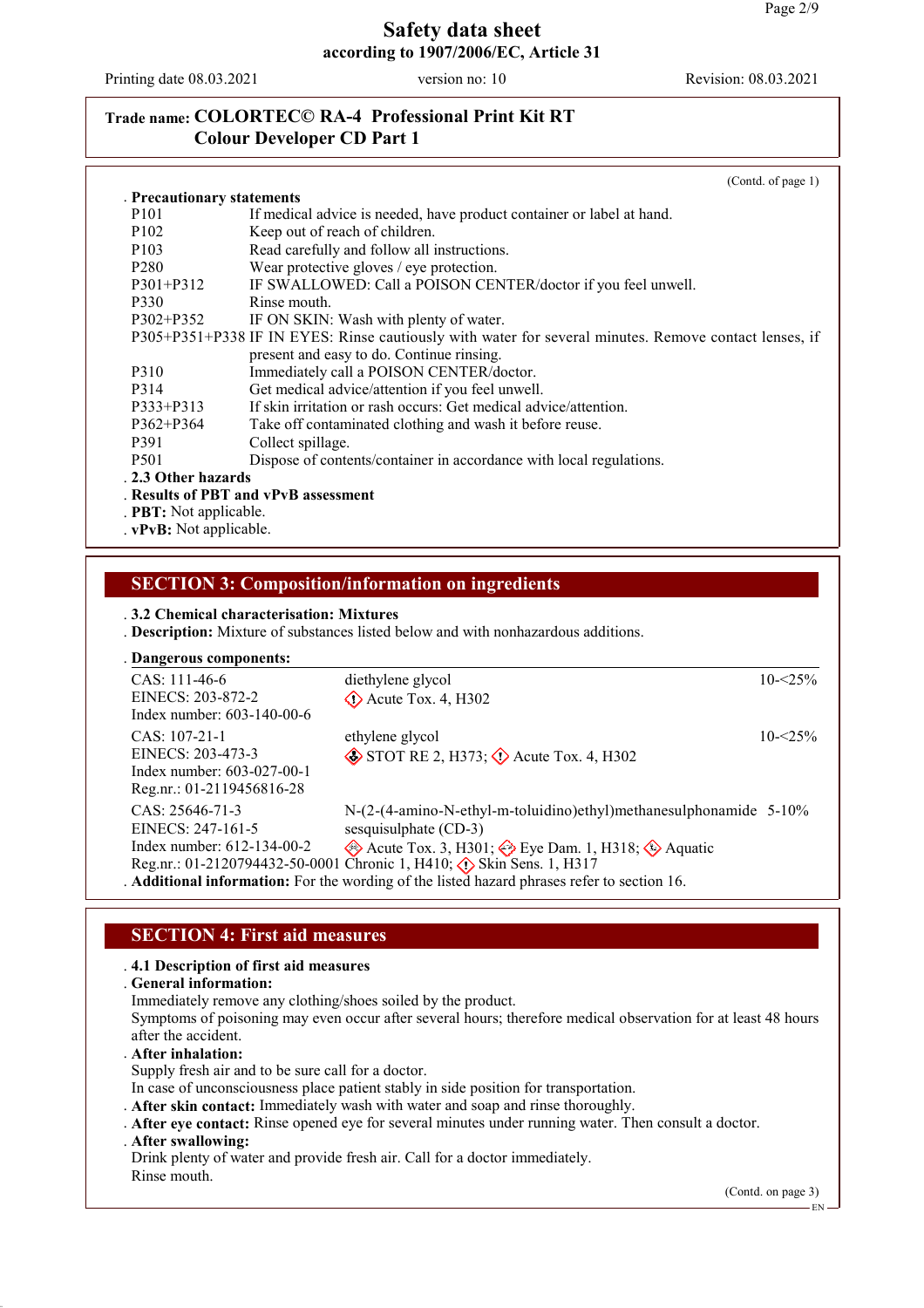**Trade name: COLORTEC© RA-4 Professional Print Kit RT Colour Developer CD Part 1**

(Contd. of page 1)

**Precautionary statements**

| | |
|---|---|
| P101 | If medical advice is needed, have product container or label at hand. |
| P102 | Keep out of reach of children. |
| P103 | Read carefully and follow all instructions. |
| P280 | Wear protective gloves / eye protection. |
| P301+P312 | IF SWALLOWED: Call a POISON CENTER/doctor if you feel unwell. |
| P330 | Rinse mouth. |
| P302+P352 | IF ON SKIN: Wash with plenty of water. |
| P305+P351+P338 | IF IN EYES: Rinse cautiously with water for several minutes. Remove contact lenses, if present and easy to do. Continue rinsing. |
| P310 | Immediately call a POISON CENTER/doctor. |
| P314 | Get medical advice/attention if you feel unwell. |
| P333+P313 | If skin irritation or rash occurs: Get medical advice/attention. |
| P362+P364 | Take off contaminated clothing and wash it before reuse. |
| P391 | Collect spillage. |
| P501 | Dispose of contents/container in accordance with local regulations. |

**2.3 Other hazards**

**Results of PBT and vPvB assessment**

**PBT:** Not applicable.

**vPvB:** Not applicable.

## SECTION 3: Composition/information on ingredients

**3.2 Chemical characterisation: Mixtures**

**Description:** Mixture of substances listed below and with nonhazardous additions.

**Dangerous components:**

| Identifiers | Substance / Classification | Concentration |
|---|---|---|
| CAS: 111-46-6<br>EINECS: 203-872-2<br>Index number: 603-140-00-6 | diethylene glycol<br>Acute Tox. 4, H302 | 10-<25% |
| CAS: 107-21-1<br>EINECS: 203-473-3<br>Index number: 603-027-00-1<br>Reg.nr.: 01-2119456816-28 | ethylene glycol<br>STOT RE 2, H373; Acute Tox. 4, H302 | 10-<25% |
| CAS: 25646-71-3<br>EINECS: 247-161-5<br>Index number: 612-134-00-2<br>Reg.nr.: 01-2120794432-50-0001 | N-(2-(4-amino-N-ethyl-m-toluidino)ethyl)methanesulphonamide sesquisulphate (CD-3)<br>Acute Tox. 3, H301; Eye Dam. 1, H318; Aquatic Chronic 1, H410; Skin Sens. 1, H317 | 5-10% |

**Additional information:** For the wording of the listed hazard phrases refer to section 16.

## SECTION 4: First aid measures

**4.1 Description of first aid measures**

**General information:**

Immediately remove any clothing/shoes soiled by the product.

Symptoms of poisoning may even occur after several hours; therefore medical observation for at least 48 hours after the accident.

**After inhalation:**

Supply fresh air and to be sure call for a doctor.

In case of unconsciousness place patient stably in side position for transportation.

**After skin contact:** Immediately wash with water and soap and rinse thoroughly.

**After eye contact:** Rinse opened eye for several minutes under running water. Then consult a doctor.

**After swallowing:**

Drink plenty of water and provide fresh air. Call for a doctor immediately.

Rinse mouth.

(Contd. on page 3)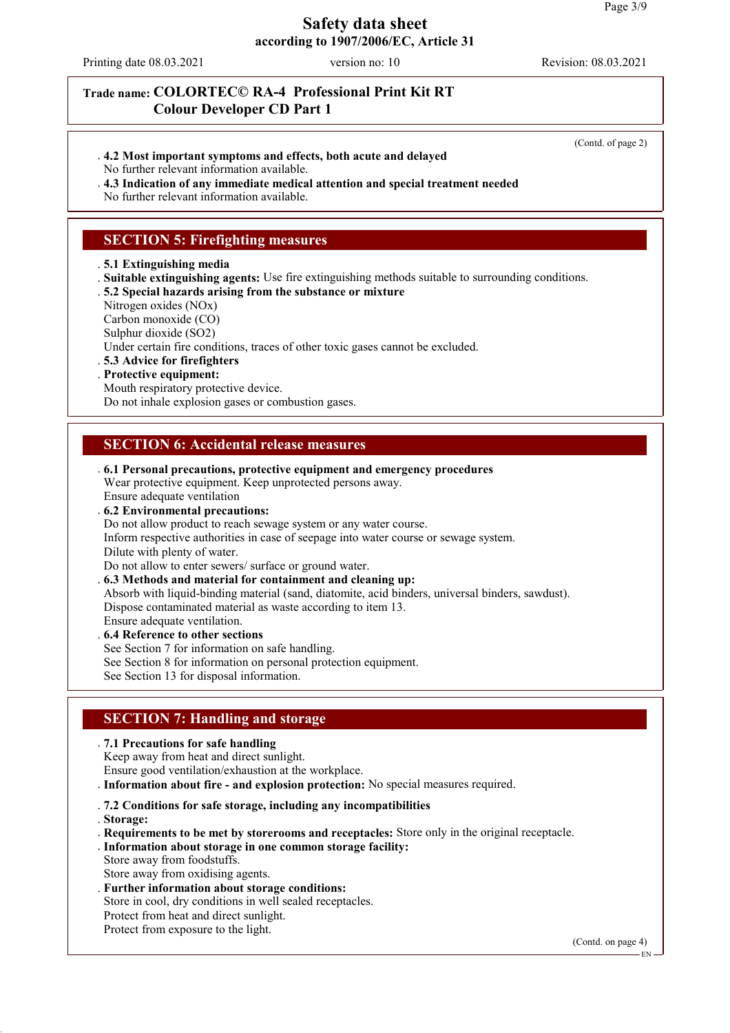**Trade name: COLORTEC© RA-4 Professional Print Kit RT Colour Developer CD Part 1**

(Contd. of page 2)

- **4.2 Most important symptoms and effects, both acute and delayed**
  No further relevant information available.
- **4.3 Indication of any immediate medical attention and special treatment needed**
  No further relevant information available.

## SECTION 5: Firefighting measures

- **5.1 Extinguishing media**
- **Suitable extinguishing agents:** Use fire extinguishing methods suitable to surrounding conditions.
- **5.2 Special hazards arising from the substance or mixture**
  Nitrogen oxides (NOx)
  Carbon monoxide (CO)
  Sulphur dioxide ($SO_2$)
  Under certain fire conditions, traces of other toxic gases cannot be excluded.
- **5.3 Advice for firefighters**
- **Protective equipment:**
  Mouth respiratory protective device.
  Do not inhale explosion gases or combustion gases.

## SECTION 6: Accidental release measures

- **6.1 Personal precautions, protective equipment and emergency procedures**
  Wear protective equipment. Keep unprotected persons away.
  Ensure adequate ventilation
- **6.2 Environmental precautions:**
  Do not allow product to reach sewage system or any water course.
  Inform respective authorities in case of seepage into water course or sewage system.
  Dilute with plenty of water.
  Do not allow to enter sewers/ surface or ground water.
- **6.3 Methods and material for containment and cleaning up:**
  Absorb with liquid-binding material (sand, diatomite, acid binders, universal binders, sawdust).
  Dispose contaminated material as waste according to item 13.
  Ensure adequate ventilation.
- **6.4 Reference to other sections**
  See Section 7 for information on safe handling.
  See Section 8 for information on personal protection equipment.
  See Section 13 for disposal information.

## SECTION 7: Handling and storage

- **7.1 Precautions for safe handling**
  Keep away from heat and direct sunlight.
  Ensure good ventilation/exhaustion at the workplace.
- **Information about fire - and explosion protection:** No special measures required.
- **7.2 Conditions for safe storage, including any incompatibilities**
- **Storage:**
- **Requirements to be met by storerooms and receptacles:** Store only in the original receptacle.
- **Information about storage in one common storage facility:**
  Store away from foodstuffs.
  Store away from oxidising agents.
- **Further information about storage conditions:**
  Store in cool, dry conditions in well sealed receptacles.
  Protect from heat and direct sunlight.
  Protect from exposure to the light.

(Contd. on page 4)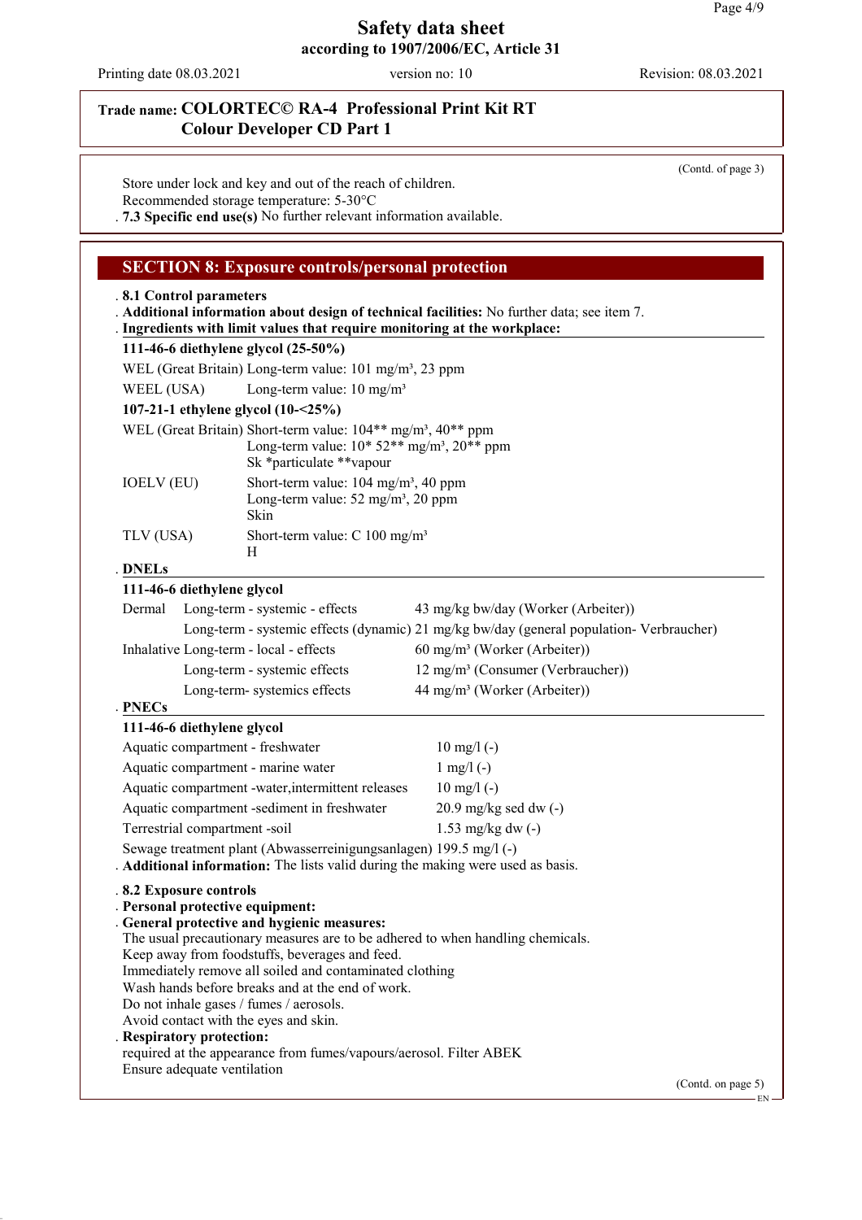(Contd. of page 3)

Store under lock and key and out of the reach of children.
Recommended storage temperature: 5-30°C

. **7.3 Specific end use(s)** No further relevant information available.

## SECTION 8: Exposure controls/personal protection

. **8.1 Control parameters**

. **Additional information about design of technical facilities:** No further data; see item 7.

. **Ingredients with limit values that require monitoring at the workplace:**

**111-46-6 diethylene glycol (25-50%)**

| | |
|---|---|
| WEL (Great Britain) | Long-term value: 101 mg/m³, 23 ppm |
| WEEL (USA) | Long-term value: 10 mg/m³ |

**107-21-1 ethylene glycol (10-<25%)**

| | |
|---|---|
| WEL (Great Britain) | Short-term value: 104** mg/m³, 40** ppm<br>Long-term value: 10* 52** mg/m³, 20** ppm<br>Sk *particulate **vapour |
| IOELV (EU) | Short-term value: 104 mg/m³, 40 ppm<br>Long-term value: 52 mg/m³, 20 ppm<br>Skin |
| TLV (USA) | Short-term value: C 100 mg/m³<br>H |

. **DNELs**

**111-46-6 diethylene glycol**

| | | |
|---|---|---|
| Dermal | Long-term - systemic - effects | 43 mg/kg bw/day (Worker (Arbeiter)) |
| | Long-term - systemic effects (dynamic) | 21 mg/kg bw/day (general population- Verbraucher) |
| Inhalative | Long-term - local - effects | 60 mg/m³ (Worker (Arbeiter)) |
| | Long-term - systemic effects | 12 mg/m³ (Consumer (Verbraucher)) |
| | Long-term- systemics effects | 44 mg/m³ (Worker (Arbeiter)) |

. **PNECs**

**111-46-6 diethylene glycol**

| | |
|---|---|
| Aquatic compartment - freshwater | 10 mg/l (-) |
| Aquatic compartment - marine water | 1 mg/l (-) |
| Aquatic compartment -water,intermittent releases | 10 mg/l (-) |
| Aquatic compartment -sediment in freshwater | 20.9 mg/kg sed dw (-) |
| Terrestrial compartment -soil | 1.53 mg/kg dw (-) |

Sewage treatment plant (Abwasserreinigungsanlagen) 199.5 mg/l (-)

. **Additional information:** The lists valid during the making were used as basis.

. **8.2 Exposure controls**

. **Personal protective equipment:**

. **General protective and hygienic measures:**
The usual precautionary measures are to be adhered to when handling chemicals.
Keep away from foodstuffs, beverages and feed.
Immediately remove all soiled and contaminated clothing
Wash hands before breaks and at the end of work.
Do not inhale gases / fumes / aerosols.
Avoid contact with the eyes and skin.

. **Respiratory protection:**
required at the appearance from fumes/vapours/aerosol. Filter ABEK
Ensure adequate ventilation

(Contd. on page 5)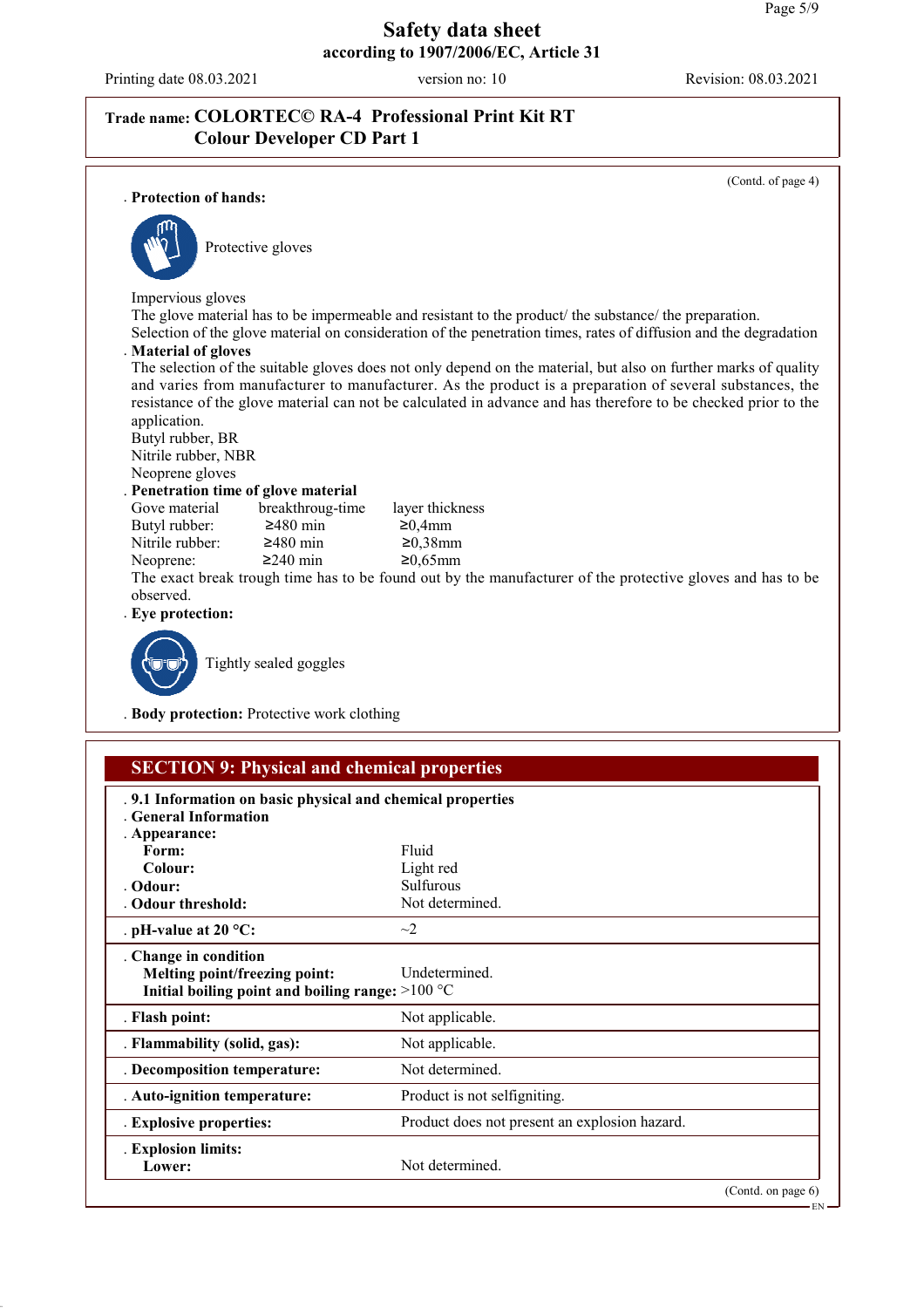**Trade name: COLORTEC© RA-4 Professional Print Kit RT Colour Developer CD Part 1**

(Contd. of page 4)

**Protection of hands:**

Protective gloves

Impervious gloves

The glove material has to be impermeable and resistant to the product/ the substance/ the preparation.

Selection of the glove material on consideration of the penetration times, rates of diffusion and the degradation

**Material of gloves**

The selection of the suitable gloves does not only depend on the material, but also on further marks of quality and varies from manufacturer to manufacturer. As the product is a preparation of several substances, the resistance of the glove material can not be calculated in advance and has therefore to be checked prior to the application.

Butyl rubber, BR

Nitrile rubber, NBR

Neoprene gloves

**Penetration time of glove material**

| Gove material | breakthroug-time | layer thickness |
|---|---|---|
| Butyl rubber: | ≥480 min | ≥0,4mm |
| Nitrile rubber: | ≥480 min | ≥0,38mm |
| Neoprene: | ≥240 min | ≥0,65mm |

The exact break trough time has to be found out by the manufacturer of the protective gloves and has to be observed.

**Eye protection:**

Tightly sealed goggles

**Body protection:** Protective work clothing

## SECTION 9: Physical and chemical properties

**9.1 Information on basic physical and chemical properties**

**General Information**

| Property | Value |
|---|---|
| **Appearance:** | |
| **Form:** | Fluid |
| **Colour:** | Light red |
| **Odour:** | Sulfurous |
| **Odour threshold:** | Not determined. |
| **pH-value at 20 °C:** | ~2 |
| **Change in condition** | |
| **Melting point/freezing point:** | Undetermined. |
| **Initial boiling point and boiling range:** | >100 °C |
| **Flash point:** | Not applicable. |
| **Flammability (solid, gas):** | Not applicable. |
| **Decomposition temperature:** | Not determined. |
| **Auto-ignition temperature:** | Product is not selfigniting. |
| **Explosive properties:** | Product does not present an explosion hazard. |
| **Explosion limits:** | |
| **Lower:** | Not determined. |

(Contd. on page 6)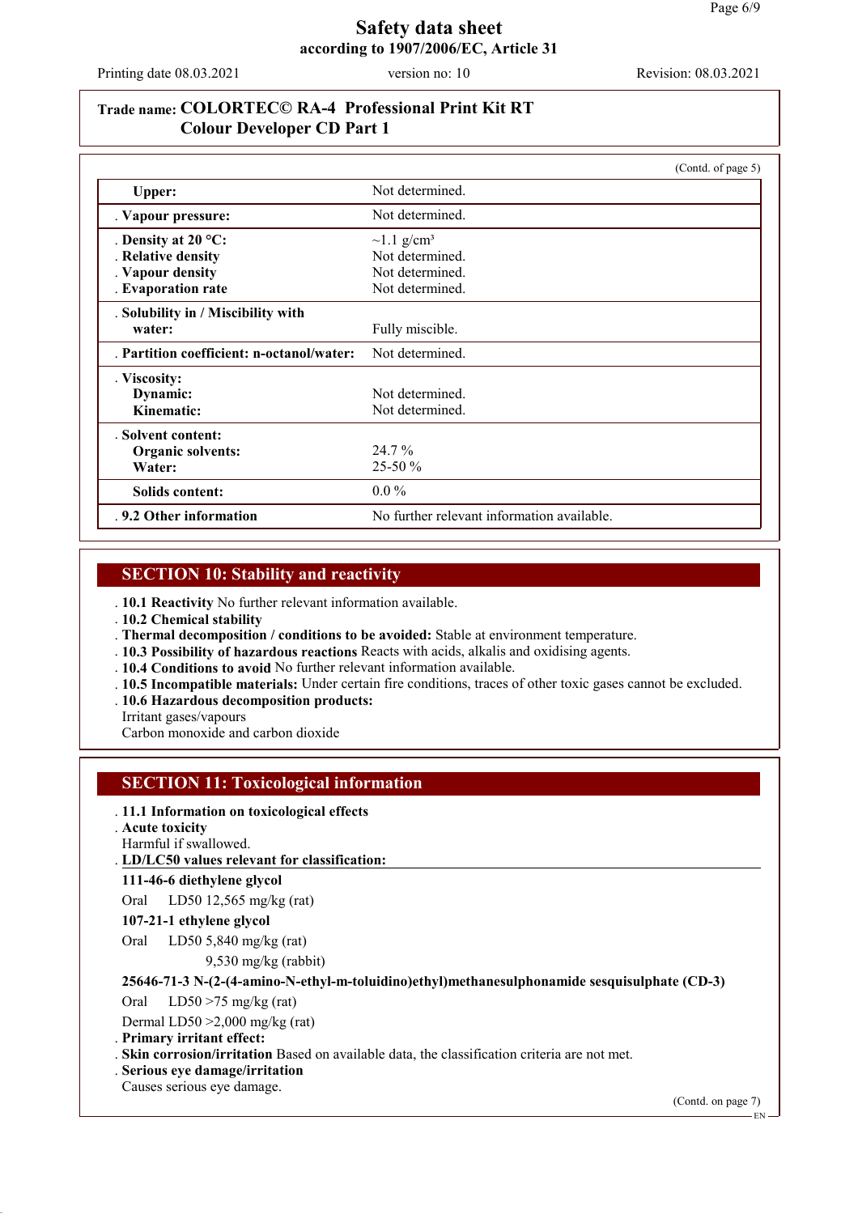Trade name: **COLORTEC© RA-4 Professional Print Kit RT Colour Developer CD Part 1**

(Contd. of page 5)

| | |
|---|---|
| **Upper:** | Not determined. |
| **Vapour pressure:** | Not determined. |
| **Density at 20 °C:** | ~1.1 g/cm³ |
| **Relative density** | Not determined. |
| **Vapour density** | Not determined. |
| **Evaporation rate** | Not determined. |
| **Solubility in / Miscibility with water:** | Fully miscible. |
| **Partition coefficient: n-octanol/water:** | Not determined. |
| **Viscosity:** | |
| **Dynamic:** | Not determined. |
| **Kinematic:** | Not determined. |
| **Solvent content:** | |
| **Organic solvents:** | 24.7 % |
| **Water:** | 25-50 % |
| **Solids content:** | 0.0 % |
| **9.2 Other information** | No further relevant information available. |

## SECTION 10: Stability and reactivity

- **10.1 Reactivity** No further relevant information available.
- **10.2 Chemical stability**
- **Thermal decomposition / conditions to be avoided:** Stable at environment temperature.
- **10.3 Possibility of hazardous reactions** Reacts with acids, alkalis and oxidising agents.
- **10.4 Conditions to avoid** No further relevant information available.
- **10.5 Incompatible materials:** Under certain fire conditions, traces of other toxic gases cannot be excluded.
- **10.6 Hazardous decomposition products:**
  Irritant gases/vapours
  Carbon monoxide and carbon dioxide

## SECTION 11: Toxicological information

- **11.1 Information on toxicological effects**
- **Acute toxicity**
  Harmful if swallowed.
- **LD/LC50 values relevant for classification:**

**111-46-6 diethylene glycol**

| | |
|---|---|
| Oral | LD50 12,565 mg/kg (rat) |

**107-21-1 ethylene glycol**

| | |
|---|---|
| Oral | LD50 5,840 mg/kg (rat) |
| | 9,530 mg/kg (rabbit) |

**25646-71-3 N-(2-(4-amino-N-ethyl-m-toluidino)ethyl)methanesulphonamide sesquisulphate (CD-3)**

| | |
|---|---|
| Oral | LD50 >75 mg/kg (rat) |
| Dermal | LD50 >2,000 mg/kg (rat) |

- **Primary irritant effect:**
- **Skin corrosion/irritation** Based on available data, the classification criteria are not met.
- **Serious eye damage/irritation**
  Causes serious eye damage.

(Contd. on page 7)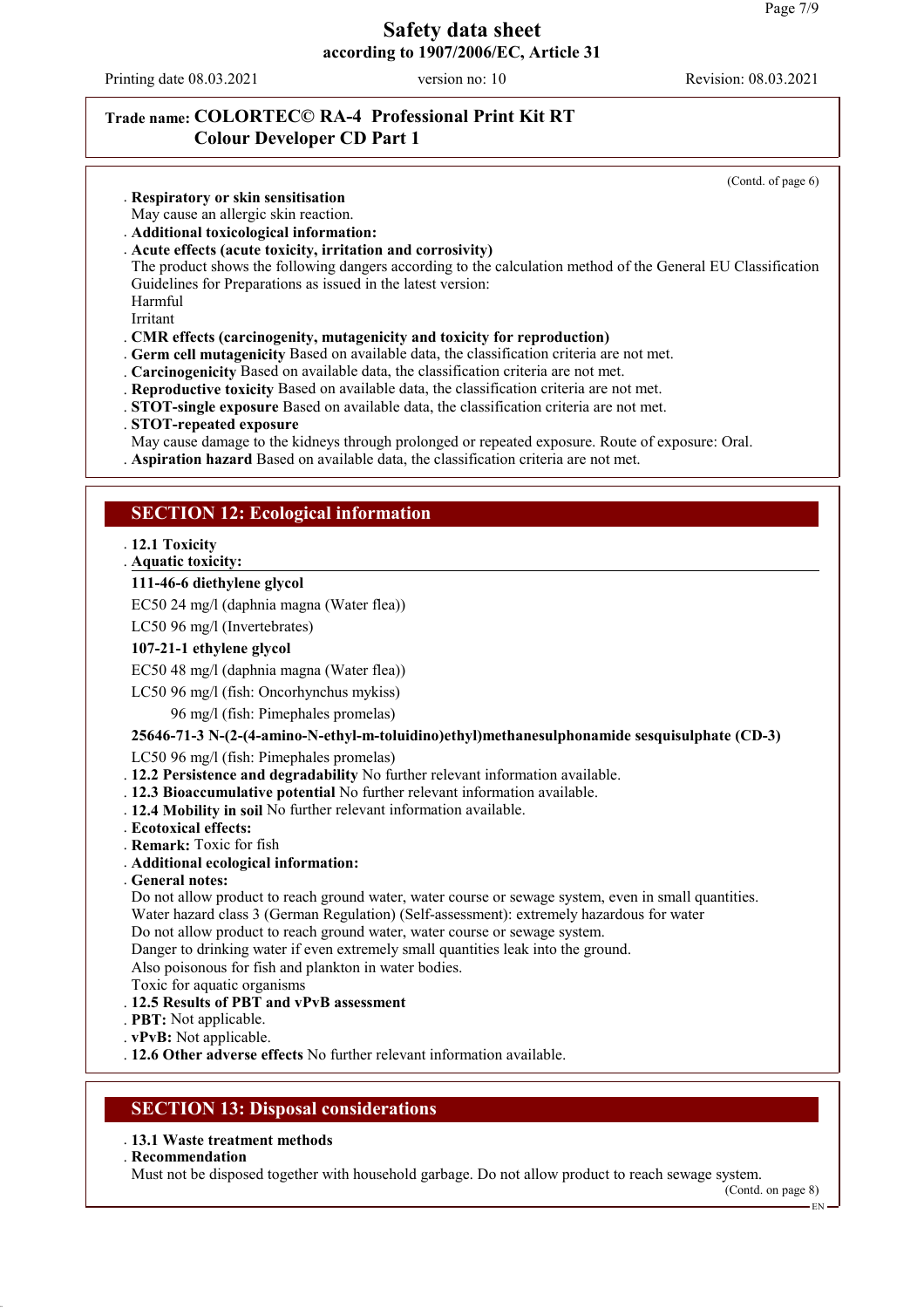**Trade name: COLORTEC© RA-4 Professional Print Kit RT Colour Developer CD Part 1**

(Contd. of page 6)

- **Respiratory or skin sensitisation**
  May cause an allergic skin reaction.
- **Additional toxicological information:**
- **Acute effects (acute toxicity, irritation and corrosivity)**
  The product shows the following dangers according to the calculation method of the General EU Classification Guidelines for Preparations as issued in the latest version:
  Harmful
  Irritant
- **CMR effects (carcinogenity, mutagenicity and toxicity for reproduction)**
- **Germ cell mutagenicity** Based on available data, the classification criteria are not met.
- **Carcinogenicity** Based on available data, the classification criteria are not met.
- **Reproductive toxicity** Based on available data, the classification criteria are not met.
- **STOT-single exposure** Based on available data, the classification criteria are not met.
- **STOT-repeated exposure**
  May cause damage to the kidneys through prolonged or repeated exposure. Route of exposure: Oral.
- **Aspiration hazard** Based on available data, the classification criteria are not met.

## SECTION 12: Ecological information

- **12.1 Toxicity**
- **Aquatic toxicity:**

**111-46-6 diethylene glycol**

EC50 24 mg/l (daphnia magna (Water flea))

LC50 96 mg/l (Invertebrates)

**107-21-1 ethylene glycol**

EC50 48 mg/l (daphnia magna (Water flea))

LC50 96 mg/l (fish: Oncorhynchus mykiss)

96 mg/l (fish: Pimephales promelas)

**25646-71-3 N-(2-(4-amino-N-ethyl-m-toluidino)ethyl)methanesulphonamide sesquisulphate (CD-3)**

LC50 96 mg/l (fish: Pimephales promelas)

- **12.2 Persistence and degradability** No further relevant information available.
- **12.3 Bioaccumulative potential** No further relevant information available.
- **12.4 Mobility in soil** No further relevant information available.
- **Ecotoxical effects:**
- **Remark:** Toxic for fish
- **Additional ecological information:**
- **General notes:**
  Do not allow product to reach ground water, water course or sewage system, even in small quantities.
  Water hazard class 3 (German Regulation) (Self-assessment): extremely hazardous for water
  Do not allow product to reach ground water, water course or sewage system.
  Danger to drinking water if even extremely small quantities leak into the ground.
  Also poisonous for fish and plankton in water bodies.
  Toxic for aquatic organisms
- **12.5 Results of PBT and vPvB assessment**
- **PBT:** Not applicable.
- **vPvB:** Not applicable.
- **12.6 Other adverse effects** No further relevant information available.

## SECTION 13: Disposal considerations

- **13.1 Waste treatment methods**
- **Recommendation**
  Must not be disposed together with household garbage. Do not allow product to reach sewage system.

(Contd. on page 8)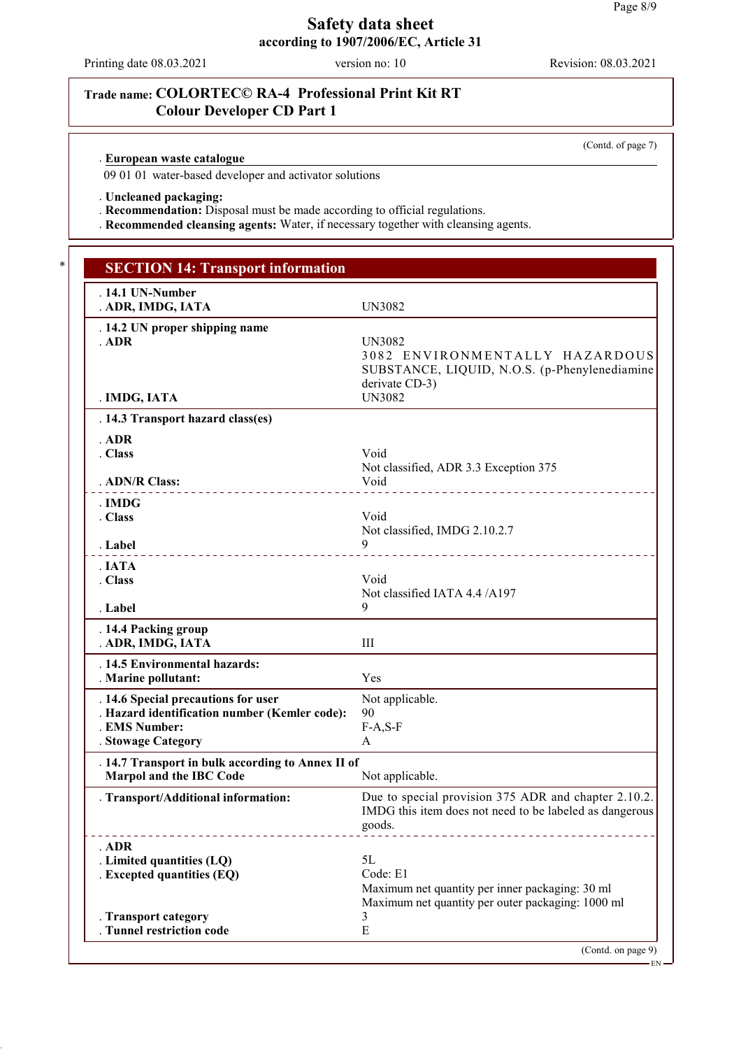**Trade name: COLORTEC© RA-4 Professional Print Kit RT Colour Developer CD Part 1**

(Contd. of page 7)

**. European waste catalogue**

09 01 01 water-based developer and activator solutions

**. Uncleaned packaging:**
**. Recommendation:** Disposal must be made according to official regulations.
**. Recommended cleansing agents:** Water, if necessary together with cleansing agents.

## SECTION 14: Transport information

| | |
|---|---|
| **. 14.1 UN-Number** | |
| **. ADR, IMDG, IATA** | UN3082 |
| **. 14.2 UN proper shipping name** | |
| **. ADR** | UN3082 3082 ENVIRONMENTALLY HAZARDOUS SUBSTANCE, LIQUID, N.O.S. (p-Phenylenediamine derivate CD-3) |
| **. IMDG, IATA** | UN3082 |
| **. 14.3 Transport hazard class(es)** | |
| **. ADR** | |
| **. Class** | Void<br>Not classified, ADR 3.3 Exception 375 |
| **. ADN/R Class:** | Void |
| **. IMDG** | |
| **. Class** | Void<br>Not classified, IMDG 2.10.2.7 |
| **. Label** | 9 |
| **. IATA** | |
| **. Class** | Void<br>Not classified IATA 4.4 /A197 |
| **. Label** | 9 |
| **. 14.4 Packing group** | |
| **. ADR, IMDG, IATA** | III |
| **. 14.5 Environmental hazards:** | |
| **. Marine pollutant:** | Yes |
| **. 14.6 Special precautions for user** | Not applicable. |
| **. Hazard identification number (Kemler code):** | 90 |
| **. EMS Number:** | F-A,S-F |
| **. Stowage Category** | A |
| **. 14.7 Transport in bulk according to Annex II of Marpol and the IBC Code** | Not applicable. |
| **. Transport/Additional information:** | Due to special provision 375 ADR and chapter 2.10.2. IMDG this item does not need to be labeled as dangerous goods. |
| **. ADR** | |
| **. Limited quantities (LQ)** | 5L |
| **. Excepted quantities (EQ)** | Code: E1<br>Maximum net quantity per inner packaging: 30 ml<br>Maximum net quantity per outer packaging: 1000 ml |
| **. Transport category** | 3 |
| **. Tunnel restriction code** | E |

(Contd. on page 9)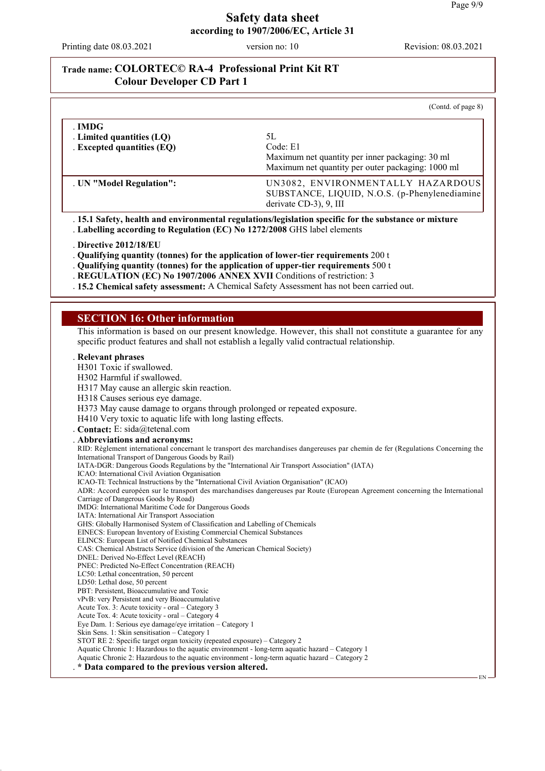# Safety data sheet
**according to 1907/2006/EC, Article 31**

Printing date 08.03.2021 version no: 10 Revision: 08.03.2021

**Trade name: COLORTEC© RA-4 Professional Print Kit RT Colour Developer CD Part 1**

(Contd. of page 8)

| . **IMDG** | |
|---|---|
| . **Limited quantities (LQ)** | 5L |
| . **Excepted quantities (EQ)** | Code: E1<br>Maximum net quantity per inner packaging: 30 ml<br>Maximum net quantity per outer packaging: 1000 ml |
| . **UN "Model Regulation":** | UN3082, ENVIRONMENTALLY HAZARDOUS SUBSTANCE, LIQUID, N.O.S. (p-Phenylenediamine derivate CD-3), 9, III |

. **15.1 Safety, health and environmental regulations/legislation specific for the substance or mixture**
. **Labelling according to Regulation (EC) No 1272/2008** GHS label elements

. **Directive 2012/18/EU**
. **Qualifying quantity (tonnes) for the application of lower-tier requirements** 200 t
. **Qualifying quantity (tonnes) for the application of upper-tier requirements** 500 t
. **REGULATION (EC) No 1907/2006 ANNEX XVII** Conditions of restriction: 3
. **15.2 Chemical safety assessment:** A Chemical Safety Assessment has not been carried out.

## SECTION 16: Other information

This information is based on our present knowledge. However, this shall not constitute a guarantee for any specific product features and shall not establish a legally valid contractual relationship.

. **Relevant phrases**

H301 Toxic if swallowed.
H302 Harmful if swallowed.
H317 May cause an allergic skin reaction.
H318 Causes serious eye damage.
H373 May cause damage to organs through prolonged or repeated exposure.
H410 Very toxic to aquatic life with long lasting effects.

. **Contact:** E: sida@tetenal.com

. **Abbreviations and acronyms:**

RID: Règlement international concernant le transport des marchandises dangereuses par chemin de fer (Regulations Concerning the International Transport of Dangerous Goods by Rail)
IATA-DGR: Dangerous Goods Regulations by the "International Air Transport Association" (IATA)
ICAO: International Civil Aviation Organisation
ICAO-TI: Technical Instructions by the "International Civil Aviation Organisation" (ICAO)
ADR: Accord européen sur le transport des marchandises dangereuses par Route (European Agreement concerning the International Carriage of Dangerous Goods by Road)
IMDG: International Maritime Code for Dangerous Goods
IATA: International Air Transport Association
GHS: Globally Harmonised System of Classification and Labelling of Chemicals
EINECS: European Inventory of Existing Commercial Chemical Substances
ELINCS: European List of Notified Chemical Substances
CAS: Chemical Abstracts Service (division of the American Chemical Society)
DNEL: Derived No-Effect Level (REACH)
PNEC: Predicted No-Effect Concentration (REACH)
LC50: Lethal concentration, 50 percent
LD50: Lethal dose, 50 percent
PBT: Persistent, Bioaccumulative and Toxic
vPvB: very Persistent and very Bioaccumulative
Acute Tox. 3: Acute toxicity - oral – Category 3
Acute Tox. 4: Acute toxicity - oral – Category 4
Eye Dam. 1: Serious eye damage/eye irritation – Category 1
Skin Sens. 1: Skin sensitisation – Category 1
STOT RE 2: Specific target organ toxicity (repeated exposure) – Category 2
Aquatic Chronic 1: Hazardous to the aquatic environment - long-term aquatic hazard – Category 1
Aquatic Chronic 2: Hazardous to the aquatic environment - long-term aquatic hazard – Category 2

. **\* Data compared to the previous version altered.**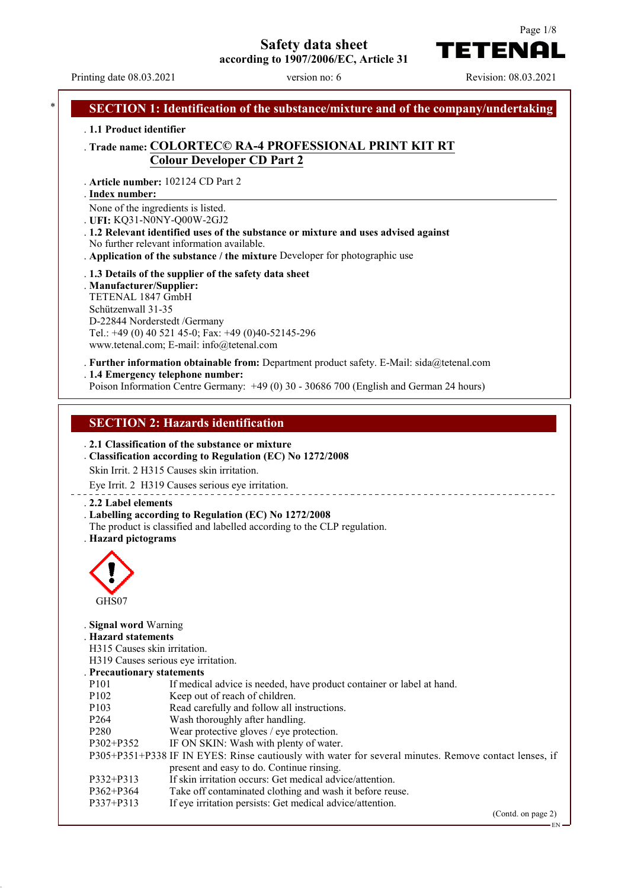# Safety data sheet
according to 1907/2006/EC, Article 31

Printing date 08.03.2021 version no: 6 Revision: 08.03.2021

## * SECTION 1: Identification of the substance/mixture and of the company/undertaking

. **1.1 Product identifier**

. **Trade name: COLORTEC© RA-4 PROFESSIONAL PRINT KIT RT Colour Developer CD Part 2**

. **Article number:** 102124 CD Part 2

. **Index number:**

None of the ingredients is listed.

. **UFI:** KQ31-N0NY-Q00W-2GJ2

. **1.2 Relevant identified uses of the substance or mixture and uses advised against**

No further relevant information available.

. **Application of the substance / the mixture** Developer for photographic use

. **1.3 Details of the supplier of the safety data sheet**

. **Manufacturer/Supplier:**

TETENAL 1847 GmbH
Schützenwall 31-35
D-22844 Norderstedt /Germany
Tel.: +49 (0) 40 521 45-0; Fax: +49 (0)40-52145-296
www.tetenal.com; E-mail: info@tetenal.com

. **Further information obtainable from:** Department product safety. E-Mail: sida@tetenal.com

. **1.4 Emergency telephone number:**

Poison Information Centre Germany: +49 (0) 30 - 30686 700 (English and German 24 hours)

## SECTION 2: Hazards identification

. **2.1 Classification of the substance or mixture**

. **Classification according to Regulation (EC) No 1272/2008**

Skin Irrit. 2 H315 Causes skin irritation.

Eye Irrit. 2 H319 Causes serious eye irritation.

. **2.2 Label elements**

. **Labelling according to Regulation (EC) No 1272/2008**

The product is classified and labelled according to the CLP regulation.

. **Hazard pictograms**

GHS07

. **Signal word** Warning

. **Hazard statements**

H315 Causes skin irritation.
H319 Causes serious eye irritation.

. **Precautionary statements**

| | |
|---|---|
| P101 | If medical advice is needed, have product container or label at hand. |
| P102 | Keep out of reach of children. |
| P103 | Read carefully and follow all instructions. |
| P264 | Wash thoroughly after handling. |
| P280 | Wear protective gloves / eye protection. |
| P302+P352 | IF ON SKIN: Wash with plenty of water. |
| P305+P351+P338 | IF IN EYES: Rinse cautiously with water for several minutes. Remove contact lenses, if present and easy to do. Continue rinsing. |
| P332+P313 | If skin irritation occurs: Get medical advice/attention. |
| P362+P364 | Take off contaminated clothing and wash it before reuse. |
| P337+P313 | If eye irritation persists: Get medical advice/attention. |

(Contd. on page 2)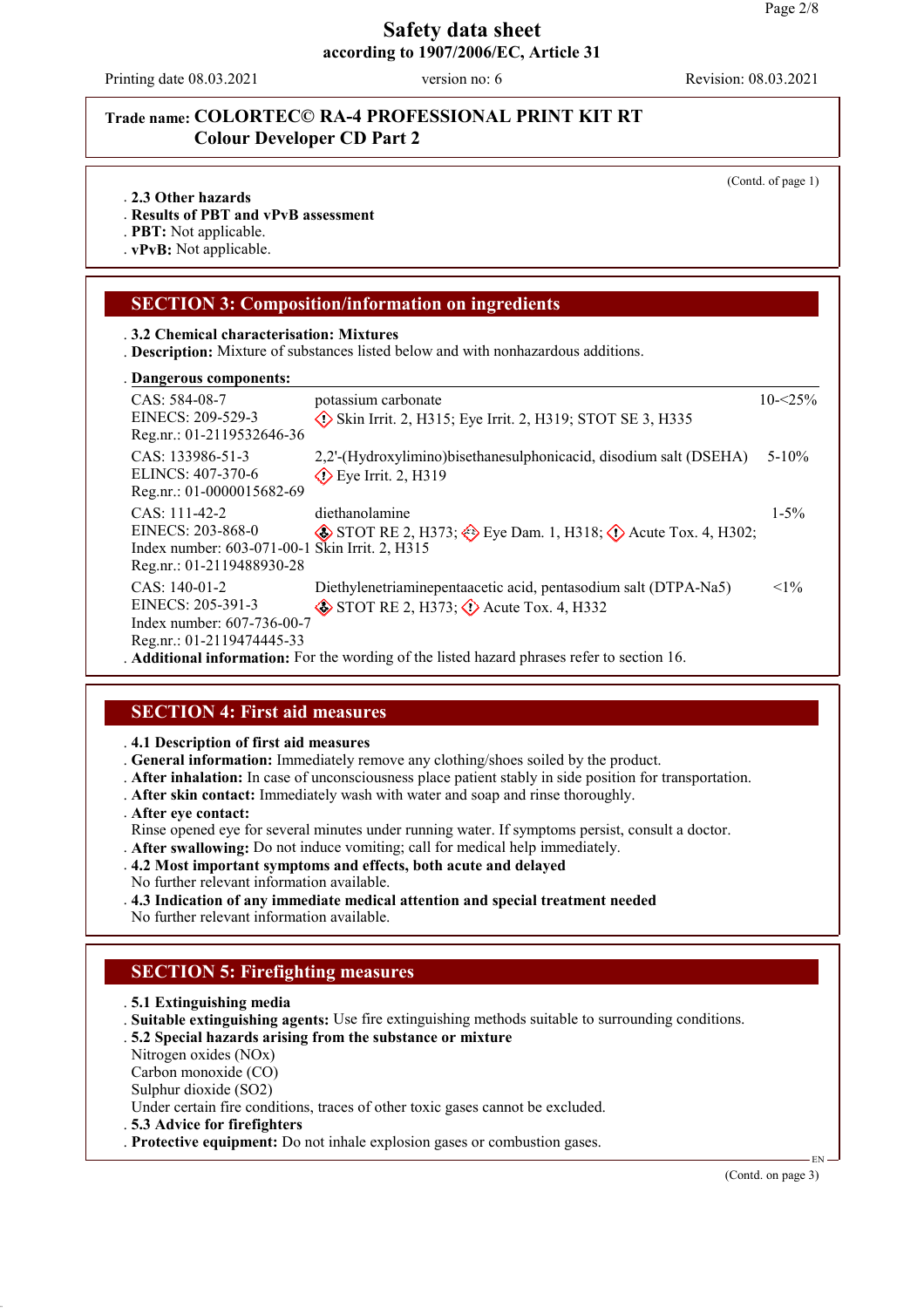# Safety data sheet
**according to 1907/2006/EC, Article 31**

Printing date 08.03.2021 | version no: 6 | Revision: 08.03.2021

**Trade name: COLORTEC© RA-4 PROFESSIONAL PRINT KIT RT Colour Developer CD Part 2**

(Contd. of page 1)

- **2.3 Other hazards**
- **Results of PBT and vPvB assessment**
- **PBT:** Not applicable.
- **vPvB:** Not applicable.

## SECTION 3: Composition/information on ingredients

- **3.2 Chemical characterisation: Mixtures**
- **Description:** Mixture of substances listed below and with nonhazardous additions.
- **Dangerous components:**

| Identifiers | Substance / Classification | Concentration |
|---|---|---|
| CAS: 584-08-7<br>EINECS: 209-529-3<br>Reg.nr.: 01-2119532646-36 | potassium carbonate<br>Skin Irrit. 2, H315; Eye Irrit. 2, H319; STOT SE 3, H335 | 10-<25% |
| CAS: 133986-51-3<br>ELINCS: 407-370-6<br>Reg.nr.: 01-0000015682-69 | 2,2'-(Hydroxylimino)bisethanesulphonicacid, disodium salt (DSEHA)<br>Eye Irrit. 2, H319 | 5-10% |
| CAS: 111-42-2<br>EINECS: 203-868-0<br>Index number: 603-071-00-1<br>Reg.nr.: 01-2119488930-28 | diethanolamine<br>STOT RE 2, H373; Eye Dam. 1, H318; Acute Tox. 4, H302; Skin Irrit. 2, H315 | 1-5% |
| CAS: 140-01-2<br>EINECS: 205-391-3<br>Index number: 607-736-00-7<br>Reg.nr.: 01-2119474445-33 | Diethylenetriaminepentaacetic acid, pentasodium salt (DTPA-Na5)<br>STOT RE 2, H373; Acute Tox. 4, H332 | <1% |

- **Additional information:** For the wording of the listed hazard phrases refer to section 16.

## SECTION 4: First aid measures

- **4.1 Description of first aid measures**
- **General information:** Immediately remove any clothing/shoes soiled by the product.
- **After inhalation:** In case of unconsciousness place patient stably in side position for transportation.
- **After skin contact:** Immediately wash with water and soap and rinse thoroughly.
- **After eye contact:**
  Rinse opened eye for several minutes under running water. If symptoms persist, consult a doctor.
- **After swallowing:** Do not induce vomiting; call for medical help immediately.
- **4.2 Most important symptoms and effects, both acute and delayed**
  No further relevant information available.
- **4.3 Indication of any immediate medical attention and special treatment needed**
  No further relevant information available.

## SECTION 5: Firefighting measures

- **5.1 Extinguishing media**
- **Suitable extinguishing agents:** Use fire extinguishing methods suitable to surrounding conditions.
- **5.2 Special hazards arising from the substance or mixture**
  Nitrogen oxides (NOx)
  Carbon monoxide (CO)
  Sulphur dioxide ($SO_2$)
  Under certain fire conditions, traces of other toxic gases cannot be excluded.
- **5.3 Advice for firefighters**
- **Protective equipment:** Do not inhale explosion gases or combustion gases.

(Contd. on page 3)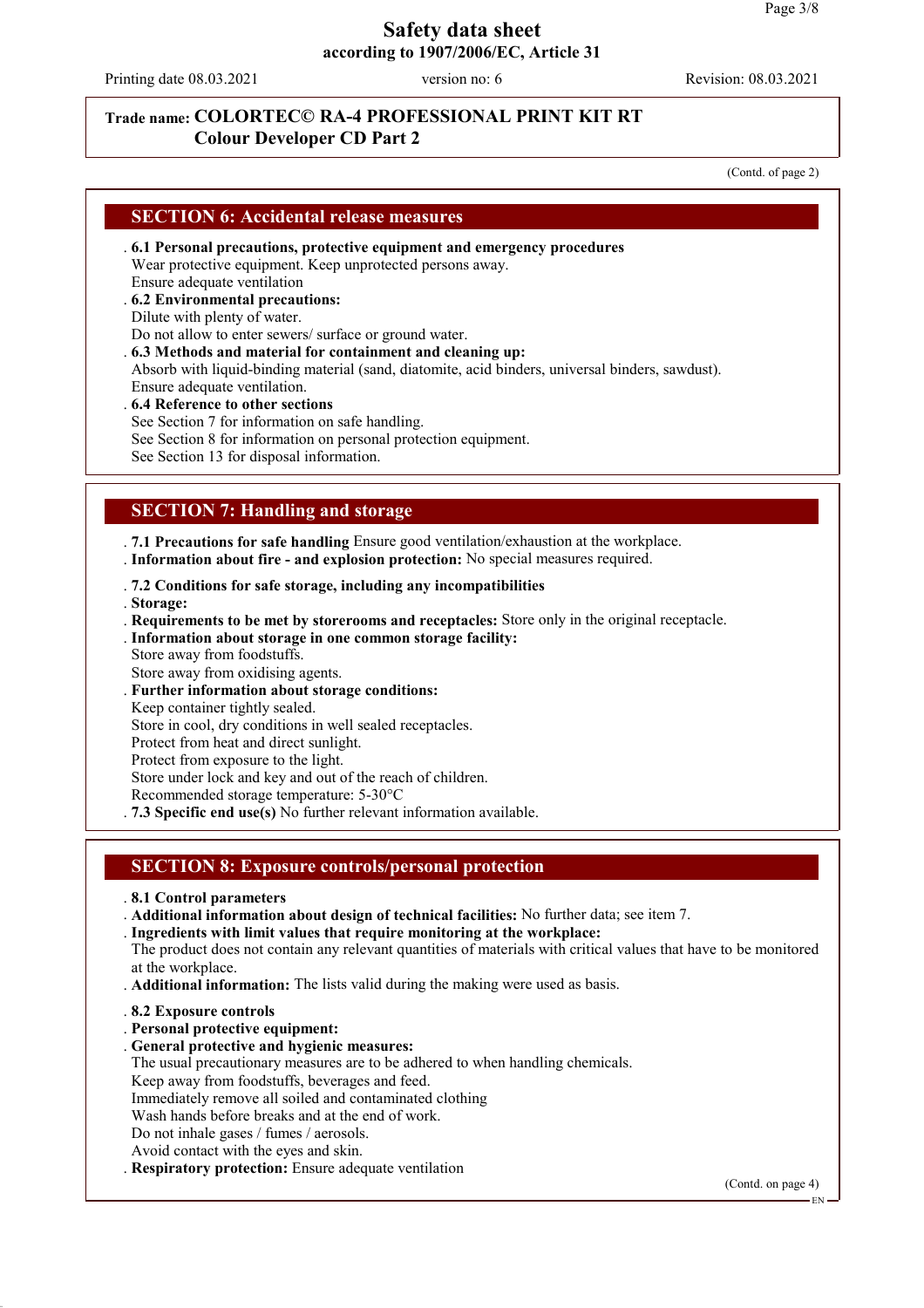Trade name: **COLORTEC© RA-4 PROFESSIONAL PRINT KIT RT Colour Developer CD Part 2**

(Contd. of page 2)

## SECTION 6: Accidental release measures

- **6.1 Personal precautions, protective equipment and emergency procedures**
  Wear protective equipment. Keep unprotected persons away.
  Ensure adequate ventilation
- **6.2 Environmental precautions:**
  Dilute with plenty of water.
  Do not allow to enter sewers/ surface or ground water.
- **6.3 Methods and material for containment and cleaning up:**
  Absorb with liquid-binding material (sand, diatomite, acid binders, universal binders, sawdust).
  Ensure adequate ventilation.
- **6.4 Reference to other sections**
  See Section 7 for information on safe handling.
  See Section 8 for information on personal protection equipment.
  See Section 13 for disposal information.

## SECTION 7: Handling and storage

- **7.1 Precautions for safe handling** Ensure good ventilation/exhaustion at the workplace.
- **Information about fire - and explosion protection:** No special measures required.

- **7.2 Conditions for safe storage, including any incompatibilities**
- **Storage:**
- **Requirements to be met by storerooms and receptacles:** Store only in the original receptacle.
- **Information about storage in one common storage facility:**
  Store away from foodstuffs.
  Store away from oxidising agents.
- **Further information about storage conditions:**
  Keep container tightly sealed.
  Store in cool, dry conditions in well sealed receptacles.
  Protect from heat and direct sunlight.
  Protect from exposure to the light.
  Store under lock and key and out of the reach of children.
  Recommended storage temperature: 5-30°C
- **7.3 Specific end use(s)** No further relevant information available.

## SECTION 8: Exposure controls/personal protection

- **8.1 Control parameters**
- **Additional information about design of technical facilities:** No further data; see item 7.
- **Ingredients with limit values that require monitoring at the workplace:**
  The product does not contain any relevant quantities of materials with critical values that have to be monitored at the workplace.
- **Additional information:** The lists valid during the making were used as basis.

- **8.2 Exposure controls**
- **Personal protective equipment:**
- **General protective and hygienic measures:**
  The usual precautionary measures are to be adhered to when handling chemicals.
  Keep away from foodstuffs, beverages and feed.
  Immediately remove all soiled and contaminated clothing
  Wash hands before breaks and at the end of work.
  Do not inhale gases / fumes / aerosols.
  Avoid contact with the eyes and skin.
- **Respiratory protection:** Ensure adequate ventilation

(Contd. on page 4)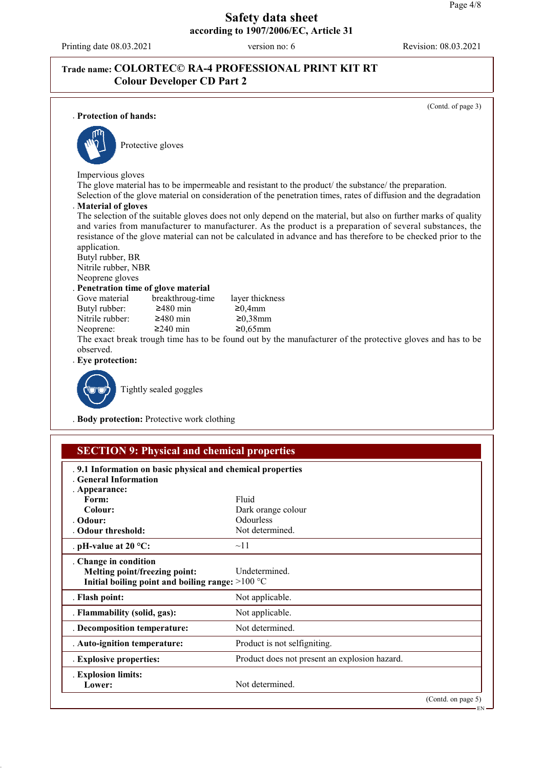Trade name: **COLORTEC© RA-4 PROFESSIONAL PRINT KIT RT Colour Developer CD Part 2**

(Contd. of page 3)

. **Protection of hands:**

Protective gloves

Impervious gloves
The glove material has to be impermeable and resistant to the product/ the substance/ the preparation.
Selection of the glove material on consideration of the penetration times, rates of diffusion and the degradation

. **Material of gloves**
The selection of the suitable gloves does not only depend on the material, but also on further marks of quality and varies from manufacturer to manufacturer. As the product is a preparation of several substances, the resistance of the glove material can not be calculated in advance and has therefore to be checked prior to the application.
Butyl rubber, BR
Nitrile rubber, NBR
Neoprene gloves

. **Penetration time of glove material**

| Gove material | breakthroug-time | layer thickness |
|---|---|---|
| Butyl rubber: | ≥480 min | ≥0,4mm |
| Nitrile rubber: | ≥480 min | ≥0,38mm |
| Neoprene: | ≥240 min | ≥0,65mm |

The exact break trough time has to be found out by the manufacturer of the protective gloves and has to be observed.

. **Eye protection:**

Tightly sealed goggles

. **Body protection:** Protective work clothing

## SECTION 9: Physical and chemical properties

. **9.1 Information on basic physical and chemical properties**
. **General Information**
. **Appearance:**

| | |
|---|---|
| **Form:** | Fluid |
| **Colour:** | Dark orange colour |
| . **Odour:** | Odourless |
| . **Odour threshold:** | Not determined. |
| . **pH-value at 20 °C:** | ~11 |
| . **Change in condition** | |
| **Melting point/freezing point:** | Undetermined. |
| **Initial boiling point and boiling range:** | >100 °C |
| . **Flash point:** | Not applicable. |
| . **Flammability (solid, gas):** | Not applicable. |
| . **Decomposition temperature:** | Not determined. |
| . **Auto-ignition temperature:** | Product is not selfigniting. |
| . **Explosive properties:** | Product does not present an explosion hazard. |
| . **Explosion limits:** | |
| **Lower:** | Not determined. |

(Contd. on page 5)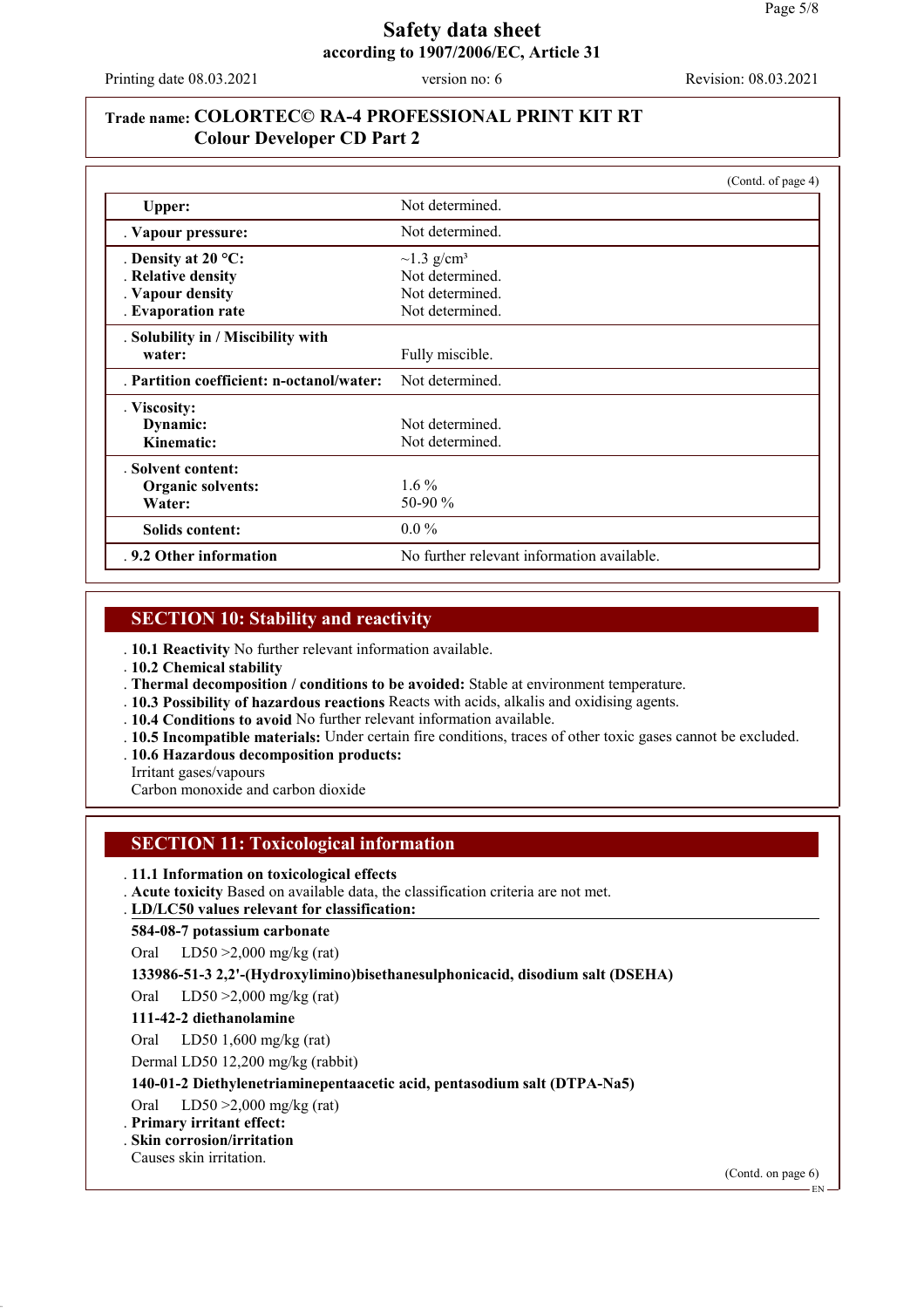**Trade name: COLORTEC© RA-4 PROFESSIONAL PRINT KIT RT Colour Developer CD Part 2**

(Contd. of page 4)

| | |
|---|---|
| **Upper:** | Not determined. |
| **Vapour pressure:** | Not determined. |
| **Density at 20 °C:** | ~1.3 g/cm³ |
| **Relative density** | Not determined. |
| **Vapour density** | Not determined. |
| **Evaporation rate** | Not determined. |
| **Solubility in / Miscibility with water:** | Fully miscible. |
| **Partition coefficient: n-octanol/water:** | Not determined. |
| **Viscosity:** | |
| **Dynamic:** | Not determined. |
| **Kinematic:** | Not determined. |
| **Solvent content:** | |
| **Organic solvents:** | 1.6 % |
| **Water:** | 50-90 % |
| **Solids content:** | 0.0 % |
| **9.2 Other information** | No further relevant information available. |

## SECTION 10: Stability and reactivity

- **10.1 Reactivity** No further relevant information available.
- **10.2 Chemical stability**
- **Thermal decomposition / conditions to be avoided:** Stable at environment temperature.
- **10.3 Possibility of hazardous reactions** Reacts with acids, alkalis and oxidising agents.
- **10.4 Conditions to avoid** No further relevant information available.
- **10.5 Incompatible materials:** Under certain fire conditions, traces of other toxic gases cannot be excluded.
- **10.6 Hazardous decomposition products:**

Irritant gases/vapours
Carbon monoxide and carbon dioxide

## SECTION 11: Toxicological information

- **11.1 Information on toxicological effects**
- **Acute toxicity** Based on available data, the classification criteria are not met.
- **LD/LC50 values relevant for classification:**

**584-08-7 potassium carbonate**

Oral LD50 >2,000 mg/kg (rat)

**133986-51-3 2,2'-(Hydroxylimino)bisethanesulphonicacid, disodium salt (DSEHA)**

Oral LD50 >2,000 mg/kg (rat)

**111-42-2 diethanolamine**

Oral LD50 1,600 mg/kg (rat)

Dermal LD50 12,200 mg/kg (rabbit)

**140-01-2 Diethylenetriaminepentaacetic acid, pentasodium salt (DTPA-Na5)**

Oral LD50 >2,000 mg/kg (rat)

- **Primary irritant effect:**
- **Skin corrosion/irritation**

Causes skin irritation.

(Contd. on page 6)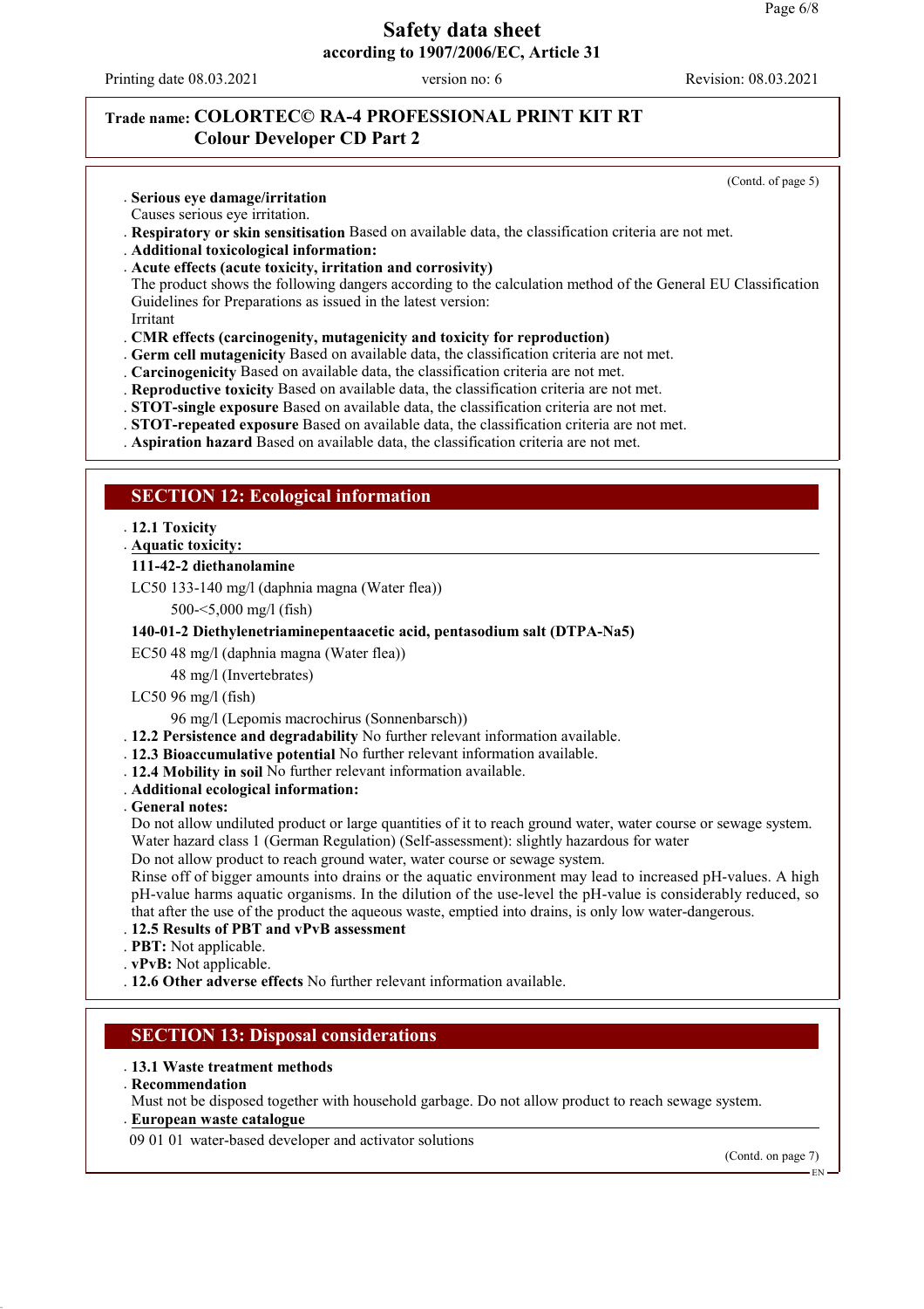**Trade name: COLORTEC© RA-4 PROFESSIONAL PRINT KIT RT Colour Developer CD Part 2**

(Contd. of page 5)

- **Serious eye damage/irritation**
  Causes serious eye irritation.
- **Respiratory or skin sensitisation** Based on available data, the classification criteria are not met.
- **Additional toxicological information:**
- **Acute effects (acute toxicity, irritation and corrosivity)**
  The product shows the following dangers according to the calculation method of the General EU Classification Guidelines for Preparations as issued in the latest version:
  Irritant
- **CMR effects (carcinogenity, mutagenicity and toxicity for reproduction)**
- **Germ cell mutagenicity** Based on available data, the classification criteria are not met.
- **Carcinogenicity** Based on available data, the classification criteria are not met.
- **Reproductive toxicity** Based on available data, the classification criteria are not met.
- **STOT-single exposure** Based on available data, the classification criteria are not met.
- **STOT-repeated exposure** Based on available data, the classification criteria are not met.
- **Aspiration hazard** Based on available data, the classification criteria are not met.

## SECTION 12: Ecological information

- **12.1 Toxicity**
- **Aquatic toxicity:**

**111-42-2 diethanolamine**

| | |
|---|---|
| LC50 | 133-140 mg/l (daphnia magna (Water flea)) |
| | 500-<5,000 mg/l (fish) |

**140-01-2 Diethylenetriaminepentaacetic acid, pentasodium salt (DTPA-Na5)**

| | |
|---|---|
| EC50 | 48 mg/l (daphnia magna (Water flea)) |
| | 48 mg/l (Invertebrates) |
| LC50 | 96 mg/l (fish) |
| | 96 mg/l (Lepomis macrochirus (Sonnenbarsch)) |

- **12.2 Persistence and degradability** No further relevant information available.
- **12.3 Bioaccumulative potential** No further relevant information available.
- **12.4 Mobility in soil** No further relevant information available.
- **Additional ecological information:**
- **General notes:**
  Do not allow undiluted product or large quantities of it to reach ground water, water course or sewage system.
  Water hazard class 1 (German Regulation) (Self-assessment): slightly hazardous for water
  Do not allow product to reach ground water, water course or sewage system.
  Rinse off of bigger amounts into drains or the aquatic environment may lead to increased pH-values. A high pH-value harms aquatic organisms. In the dilution of the use-level the pH-value is considerably reduced, so that after the use of the product the aqueous waste, emptied into drains, is only low water-dangerous.
- **12.5 Results of PBT and vPvB assessment**
- **PBT:** Not applicable.
- **vPvB:** Not applicable.
- **12.6 Other adverse effects** No further relevant information available.

## SECTION 13: Disposal considerations

- **13.1 Waste treatment methods**
- **Recommendation**
  Must not be disposed together with household garbage. Do not allow product to reach sewage system.
- **European waste catalogue**

| | |
|---|---|
| 09 01 01 | water-based developer and activator solutions |

(Contd. on page 7)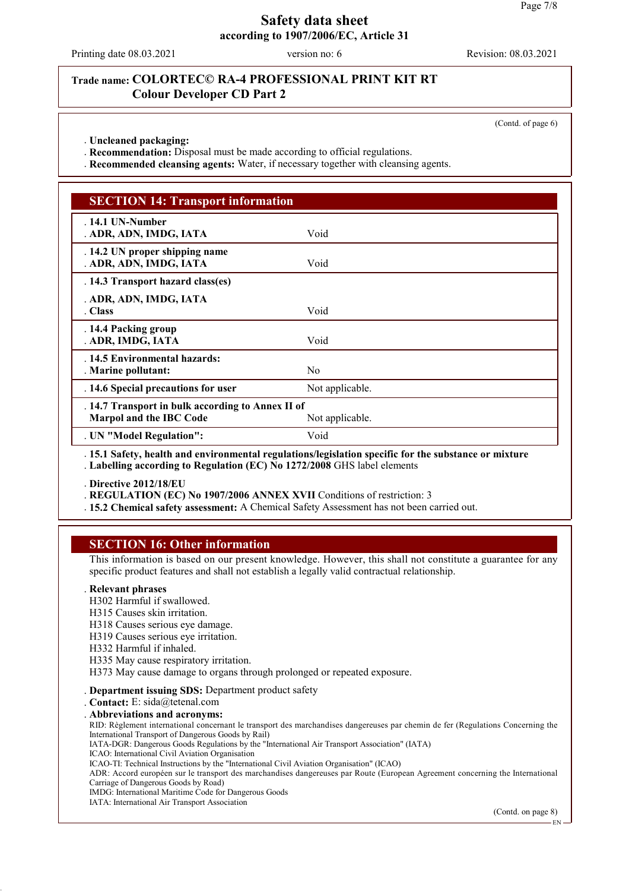Trade name: **COLORTEC© RA-4 PROFESSIONAL PRINT KIT RT Colour Developer CD Part 2**

(Contd. of page 6)

- **Uncleaned packaging:**
- **Recommendation:** Disposal must be made according to official regulations.
- **Recommended cleansing agents:** Water, if necessary together with cleansing agents.

## SECTION 14: Transport information

| | |
|---|---|
| **14.1 UN-Number** | |
| **ADR, ADN, IMDG, IATA** | Void |
| **14.2 UN proper shipping name** | |
| **ADR, ADN, IMDG, IATA** | Void |
| **14.3 Transport hazard class(es)** | |
| **ADR, ADN, IMDG, IATA** | |
| **Class** | Void |
| **14.4 Packing group** | |
| **ADR, IMDG, IATA** | Void |
| **14.5 Environmental hazards:** | |
| **Marine pollutant:** | No |
| **14.6 Special precautions for user** | Not applicable. |
| **14.7 Transport in bulk according to Annex II of Marpol and the IBC Code** | Not applicable. |
| **UN "Model Regulation":** | Void |

- **15.1 Safety, health and environmental regulations/legislation specific for the substance or mixture**
- **Labelling according to Regulation (EC) No 1272/2008** GHS label elements
- **Directive 2012/18/EU**
- **REGULATION (EC) No 1907/2006 ANNEX XVII** Conditions of restriction: 3
- **15.2 Chemical safety assessment:** A Chemical Safety Assessment has not been carried out.

## SECTION 16: Other information

This information is based on our present knowledge. However, this shall not constitute a guarantee for any specific product features and shall not establish a legally valid contractual relationship.

**Relevant phrases**

H302 Harmful if swallowed.
H315 Causes skin irritation.
H318 Causes serious eye damage.
H319 Causes serious eye irritation.
H332 Harmful if inhaled.
H335 May cause respiratory irritation.
H373 May cause damage to organs through prolonged or repeated exposure.

- **Department issuing SDS:** Department product safety
- **Contact:** E: sida@tetenal.com
- **Abbreviations and acronyms:**

RID: Règlement international concernant le transport des marchandises dangereuses par chemin de fer (Regulations Concerning the International Transport of Dangerous Goods by Rail)
IATA-DGR: Dangerous Goods Regulations by the "International Air Transport Association" (IATA)
ICAO: International Civil Aviation Organisation
ICAO-TI: Technical Instructions by the "International Civil Aviation Organisation" (ICAO)
ADR: Accord européen sur le transport des marchandises dangereuses par Route (European Agreement concerning the International Carriage of Dangerous Goods by Road)
IMDG: International Maritime Code for Dangerous Goods
IATA: International Air Transport Association

(Contd. on page 8)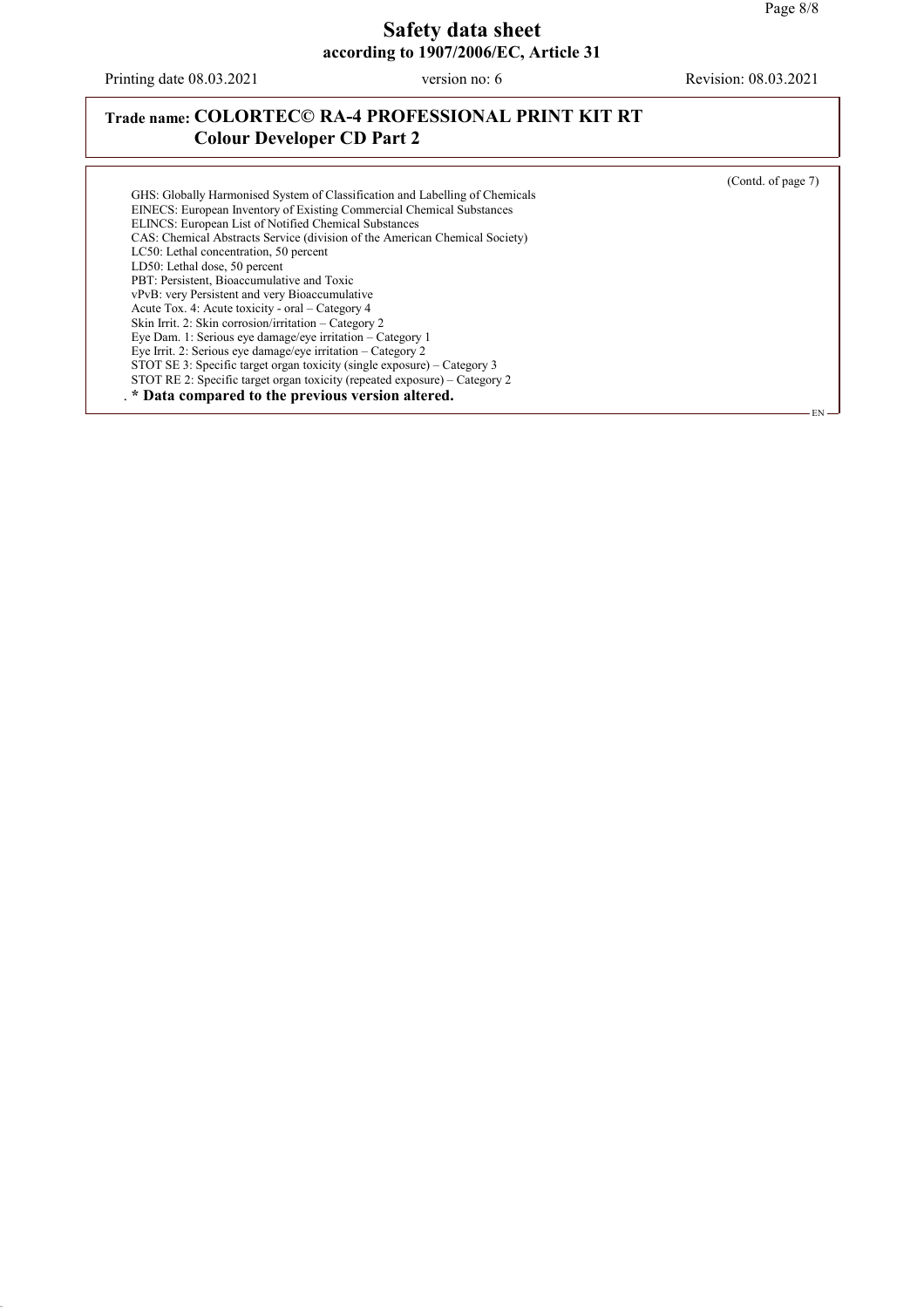(Contd. of page 7)

GHS: Globally Harmonised System of Classification and Labelling of Chemicals
EINECS: European Inventory of Existing Commercial Chemical Substances
ELINCS: European List of Notified Chemical Substances
CAS: Chemical Abstracts Service (division of the American Chemical Society)
LC50: Lethal concentration, 50 percent
LD50: Lethal dose, 50 percent
PBT: Persistent, Bioaccumulative and Toxic
vPvB: very Persistent and very Bioaccumulative
Acute Tox. 4: Acute toxicity - oral – Category 4
Skin Irrit. 2: Skin corrosion/irritation – Category 2
Eye Dam. 1: Serious eye damage/eye irritation – Category 1
Eye Irrit. 2: Serious eye damage/eye irritation – Category 2
STOT SE 3: Specific target organ toxicity (single exposure) – Category 3
STOT RE 2: Specific target organ toxicity (repeated exposure) – Category 2

**\* Data compared to the previous version altered.**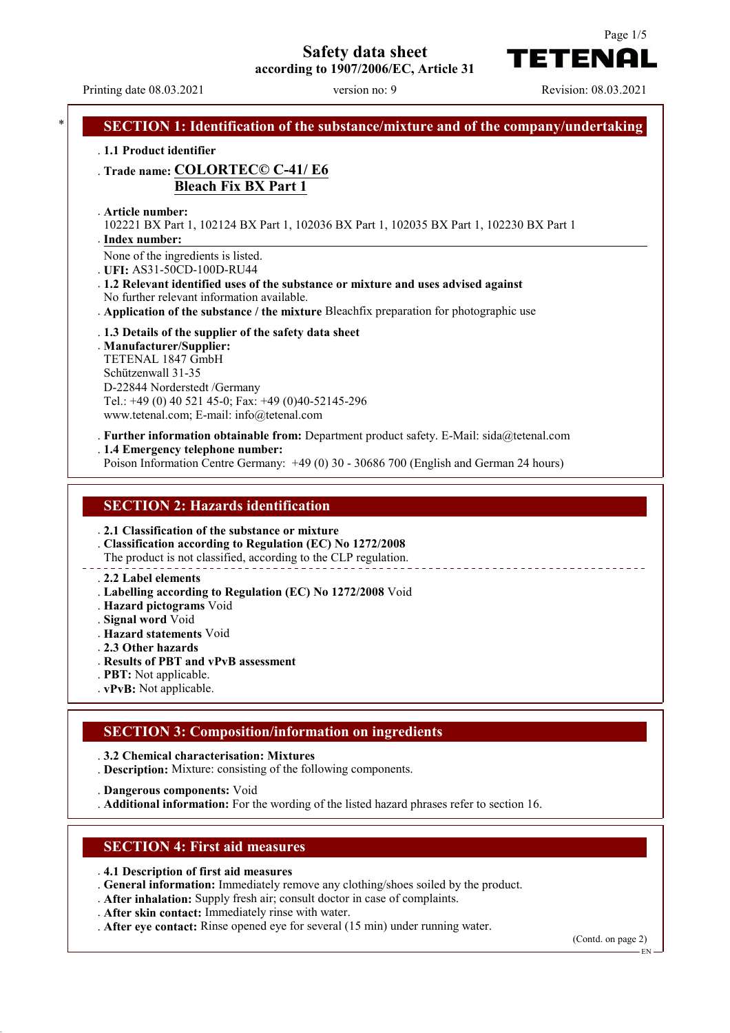# Safety data sheet

**according to 1907/2006/EC, Article 31**

Printing date 08.03.2021 version no: 9 Revision: 08.03.2021

## * SECTION 1: Identification of the substance/mixture and of the company/undertaking

- **1.1 Product identifier**
- **Trade name: COLORTEC© C-41/ E6 Bleach Fix BX Part 1**
- **Article number:**
  102221 BX Part 1, 102124 BX Part 1, 102036 BX Part 1, 102035 BX Part 1, 102230 BX Part 1
- **Index number:**
  None of the ingredients is listed.
- **UFI:** AS31-50CD-100D-RU44
- **1.2 Relevant identified uses of the substance or mixture and uses advised against**
  No further relevant information available.
- **Application of the substance / the mixture** Bleachfix preparation for photographic use
- **1.3 Details of the supplier of the safety data sheet**
- **Manufacturer/Supplier:**
  TETENAL 1847 GmbH
  Schützenwall 31-35
  D-22844 Norderstedt /Germany
  Tel.: +49 (0) 40 521 45-0; Fax: +49 (0)40-52145-296
  www.tetenal.com; E-mail: info@tetenal.com
- **Further information obtainable from:** Department product safety. E-Mail: sida@tetenal.com
- **1.4 Emergency telephone number:**
  Poison Information Centre Germany: +49 (0) 30 - 30686 700 (English and German 24 hours)

## SECTION 2: Hazards identification

- **2.1 Classification of the substance or mixture**
- **Classification according to Regulation (EC) No 1272/2008**
  The product is not classified, according to the CLP regulation.
- **2.2 Label elements**
- **Labelling according to Regulation (EC) No 1272/2008** Void
- **Hazard pictograms** Void
- **Signal word** Void
- **Hazard statements** Void
- **2.3 Other hazards**
- **Results of PBT and vPvB assessment**
- **PBT:** Not applicable.
- **vPvB:** Not applicable.

## SECTION 3: Composition/information on ingredients

- **3.2 Chemical characterisation: Mixtures**
- **Description:** Mixture: consisting of the following components.
- **Dangerous components:** Void
- **Additional information:** For the wording of the listed hazard phrases refer to section 16.

## SECTION 4: First aid measures

- **4.1 Description of first aid measures**
- **General information:** Immediately remove any clothing/shoes soiled by the product.
- **After inhalation:** Supply fresh air; consult doctor in case of complaints.
- **After skin contact:** Immediately rinse with water.
- **After eye contact:** Rinse opened eye for several (15 min) under running water.

(Contd. on page 2)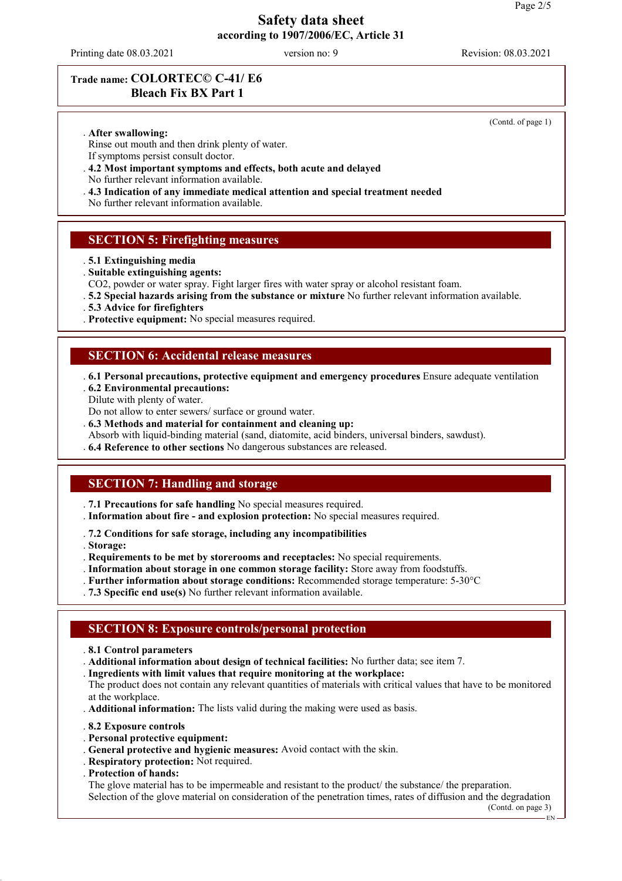**Trade name: COLORTEC© C-41/ E6**
**Bleach Fix BX Part 1**

(Contd. of page 1)

- **After swallowing:**
  Rinse out mouth and then drink plenty of water.
  If symptoms persist consult doctor.
- **4.2 Most important symptoms and effects, both acute and delayed**
  No further relevant information available.
- **4.3 Indication of any immediate medical attention and special treatment needed**
  No further relevant information available.

## SECTION 5: Firefighting measures

- **5.1 Extinguishing media**
- **Suitable extinguishing agents:**
  $CO_2$, powder or water spray. Fight larger fires with water spray or alcohol resistant foam.
- **5.2 Special hazards arising from the substance or mixture** No further relevant information available.
- **5.3 Advice for firefighters**
- **Protective equipment:** No special measures required.

## SECTION 6: Accidental release measures

- **6.1 Personal precautions, protective equipment and emergency procedures** Ensure adequate ventilation
- **6.2 Environmental precautions:**
  Dilute with plenty of water.
  Do not allow to enter sewers/ surface or ground water.
- **6.3 Methods and material for containment and cleaning up:**
  Absorb with liquid-binding material (sand, diatomite, acid binders, universal binders, sawdust).
- **6.4 Reference to other sections** No dangerous substances are released.

## SECTION 7: Handling and storage

- **7.1 Precautions for safe handling** No special measures required.
- **Information about fire - and explosion protection:** No special measures required.
- **7.2 Conditions for safe storage, including any incompatibilities**
- **Storage:**
- **Requirements to be met by storerooms and receptacles:** No special requirements.
- **Information about storage in one common storage facility:** Store away from foodstuffs.
- **Further information about storage conditions:** Recommended storage temperature: 5-30°C
- **7.3 Specific end use(s)** No further relevant information available.

## SECTION 8: Exposure controls/personal protection

- **8.1 Control parameters**
- **Additional information about design of technical facilities:** No further data; see item 7.
- **Ingredients with limit values that require monitoring at the workplace:**
  The product does not contain any relevant quantities of materials with critical values that have to be monitored at the workplace.
- **Additional information:** The lists valid during the making were used as basis.
- **8.2 Exposure controls**
- **Personal protective equipment:**
- **General protective and hygienic measures:** Avoid contact with the skin.
- **Respiratory protection:** Not required.
- **Protection of hands:**
  The glove material has to be impermeable and resistant to the product/ the substance/ the preparation.
  Selection of the glove material on consideration of the penetration times, rates of diffusion and the degradation

(Contd. on page 3)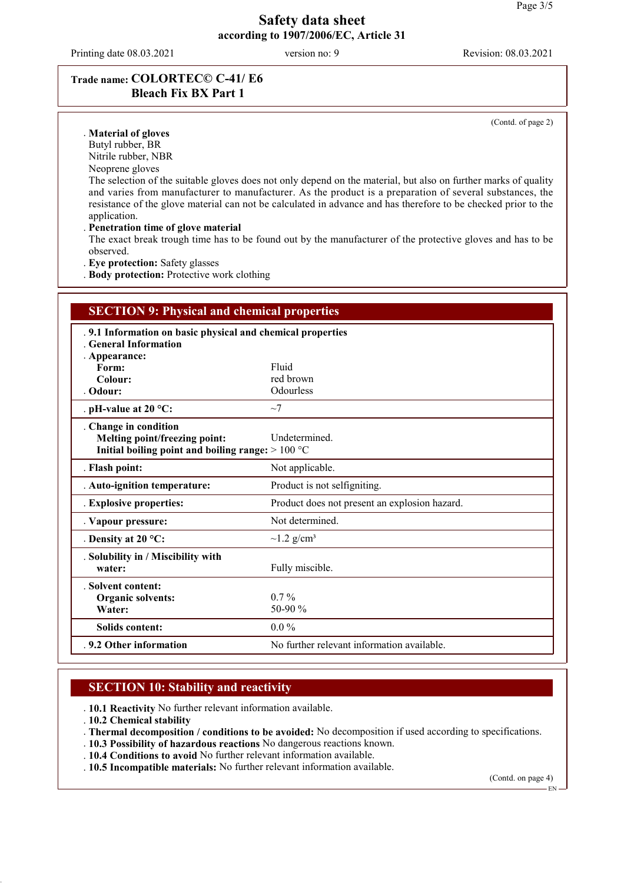# Safety data sheet
**according to 1907/2006/EC, Article 31**

Printing date 08.03.2021 | version no: 9 | Revision: 08.03.2021

**Trade name: COLORTEC© C-41/ E6**
**Bleach Fix BX Part 1**

(Contd. of page 2)

- **Material of gloves**
  Butyl rubber, BR
  Nitrile rubber, NBR
  Neoprene gloves
  The selection of the suitable gloves does not only depend on the material, but also on further marks of quality and varies from manufacturer to manufacturer. As the product is a preparation of several substances, the resistance of the glove material can not be calculated in advance and has therefore to be checked prior to the application.
- **Penetration time of glove material**
  The exact break trough time has to be found out by the manufacturer of the protective gloves and has to be observed.
- **Eye protection:** Safety glasses
- **Body protection:** Protective work clothing

## SECTION 9: Physical and chemical properties

| | |
|---|---|
| **9.1 Information on basic physical and chemical properties** | |
| **General Information** | |
| **Appearance:** | |
| **Form:** | Fluid |
| **Colour:** | red brown |
| **Odour:** | Odourless |
| **pH-value at 20 °C:** | ~7 |
| **Change in condition** | |
| **Melting point/freezing point:** | Undetermined. |
| **Initial boiling point and boiling range:** | > 100 °C |
| **Flash point:** | Not applicable. |
| **Auto-ignition temperature:** | Product is not selfigniting. |
| **Explosive properties:** | Product does not present an explosion hazard. |
| **Vapour pressure:** | Not determined. |
| **Density at 20 °C:** | ~1.2 g/cm³ |
| **Solubility in / Miscibility with water:** | Fully miscible. |
| **Solvent content:** | |
| **Organic solvents:** | 0.7 % |
| **Water:** | 50-90 % |
| **Solids content:** | 0.0 % |
| **9.2 Other information** | No further relevant information available. |

## SECTION 10: Stability and reactivity

- **10.1 Reactivity** No further relevant information available.
- **10.2 Chemical stability**
- **Thermal decomposition / conditions to be avoided:** No decomposition if used according to specifications.
- **10.3 Possibility of hazardous reactions** No dangerous reactions known.
- **10.4 Conditions to avoid** No further relevant information available.
- **10.5 Incompatible materials:** No further relevant information available.

(Contd. on page 4)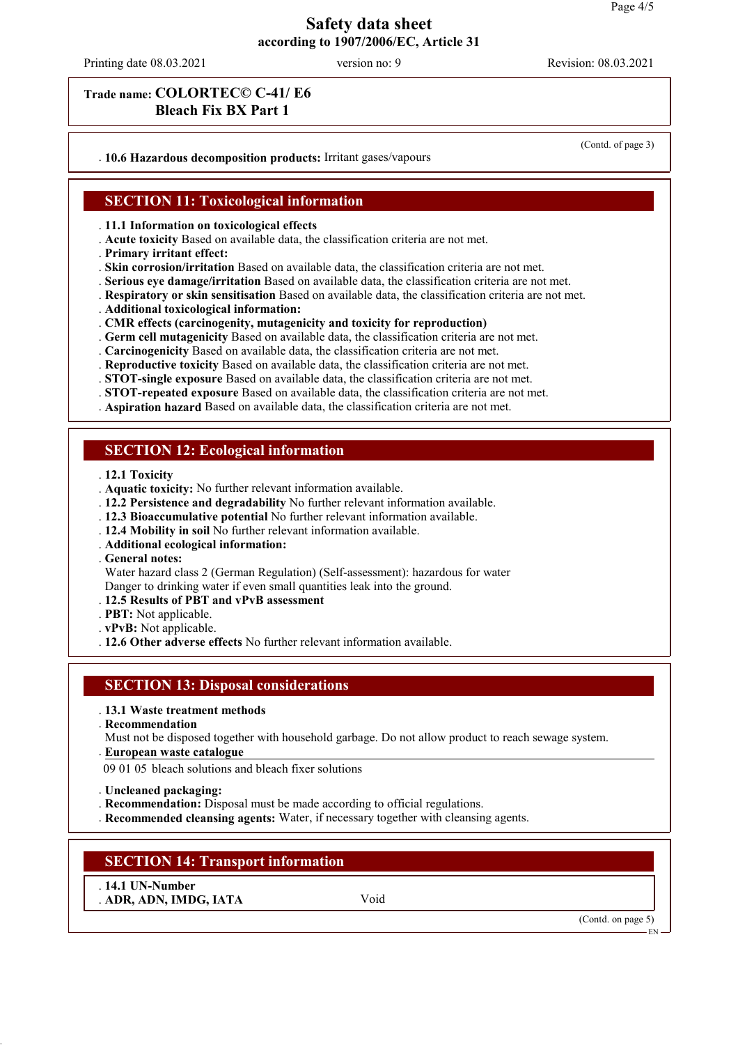Trade name: **COLORTEC© C-41/ E6 Bleach Fix BX Part 1**

(Contd. of page 3)

- **10.6 Hazardous decomposition products:** Irritant gases/vapours

## SECTION 11: Toxicological information

- **11.1 Information on toxicological effects**
- **Acute toxicity** Based on available data, the classification criteria are not met.
- **Primary irritant effect:**
- **Skin corrosion/irritation** Based on available data, the classification criteria are not met.
- **Serious eye damage/irritation** Based on available data, the classification criteria are not met.
- **Respiratory or skin sensitisation** Based on available data, the classification criteria are not met.
- **Additional toxicological information:**
- **CMR effects (carcinogenity, mutagenicity and toxicity for reproduction)**
- **Germ cell mutagenicity** Based on available data, the classification criteria are not met.
- **Carcinogenicity** Based on available data, the classification criteria are not met.
- **Reproductive toxicity** Based on available data, the classification criteria are not met.
- **STOT-single exposure** Based on available data, the classification criteria are not met.
- **STOT-repeated exposure** Based on available data, the classification criteria are not met.
- **Aspiration hazard** Based on available data, the classification criteria are not met.

## SECTION 12: Ecological information

- **12.1 Toxicity**
- **Aquatic toxicity:** No further relevant information available.
- **12.2 Persistence and degradability** No further relevant information available.
- **12.3 Bioaccumulative potential** No further relevant information available.
- **12.4 Mobility in soil** No further relevant information available.
- **Additional ecological information:**
- **General notes:**
  Water hazard class 2 (German Regulation) (Self-assessment): hazardous for water
  Danger to drinking water if even small quantities leak into the ground.
- **12.5 Results of PBT and vPvB assessment**
- **PBT:** Not applicable.
- **vPvB:** Not applicable.
- **12.6 Other adverse effects** No further relevant information available.

## SECTION 13: Disposal considerations

- **13.1 Waste treatment methods**
- **Recommendation**
  Must not be disposed together with household garbage. Do not allow product to reach sewage system.
- **European waste catalogue**

09 01 05 bleach solutions and bleach fixer solutions

- **Uncleaned packaging:**
- **Recommendation:** Disposal must be made according to official regulations.
- **Recommended cleansing agents:** Water, if necessary together with cleansing agents.

## SECTION 14: Transport information

- **14.1 UN-Number**
- **ADR, ADN, IMDG, IATA** Void

(Contd. on page 5)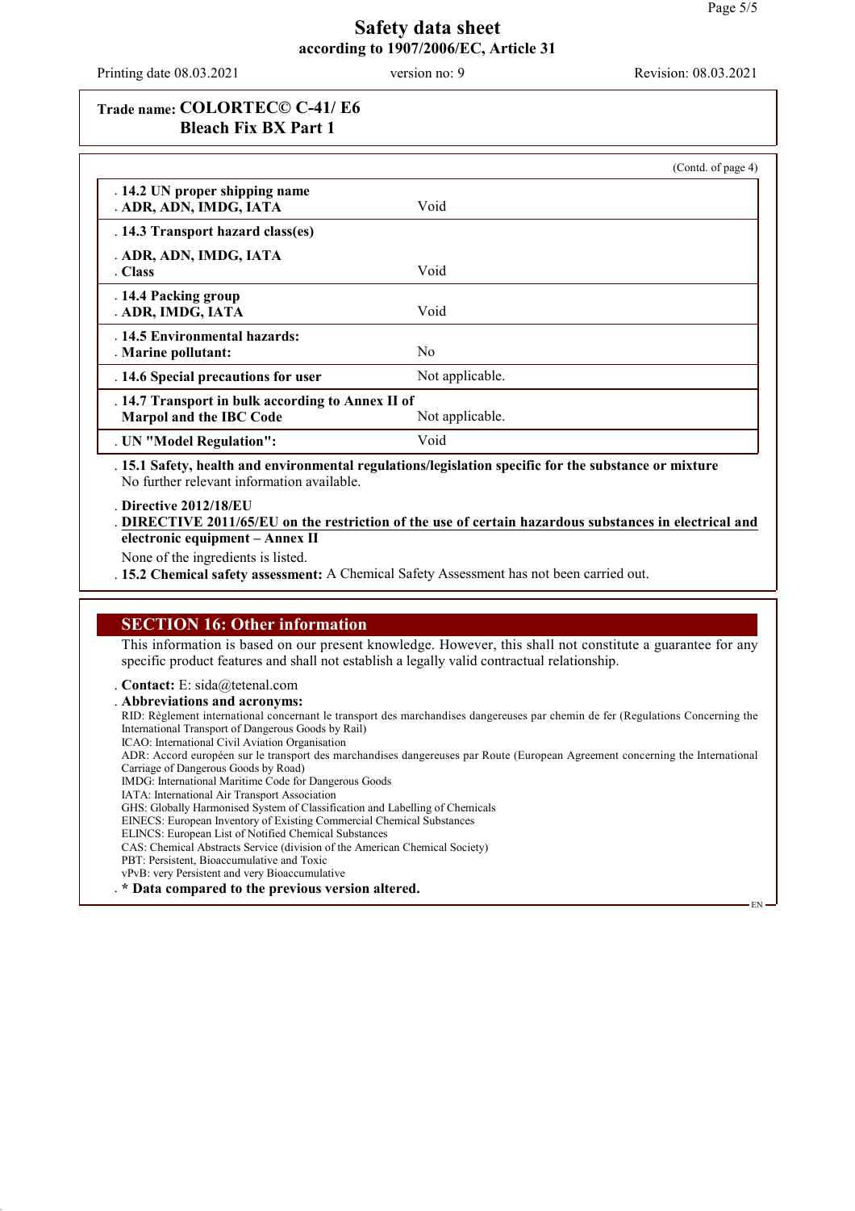Trade name: **COLORTEC© C-41/ E6**
**Bleach Fix BX Part 1**

(Contd. of page 4)

| | |
|---|---|
| **14.2 UN proper shipping name**<br>**ADR, ADN, IMDG, IATA** | Void |
| **14.3 Transport hazard class(es)**<br>**ADR, ADN, IMDG, IATA**<br>**Class** | Void |
| **14.4 Packing group**<br>**ADR, IMDG, IATA** | Void |
| **14.5 Environmental hazards:**<br>**Marine pollutant:** | No |
| **14.6 Special precautions for user** | Not applicable. |
| **14.7 Transport in bulk according to Annex II of Marpol and the IBC Code** | Not applicable. |
| **UN "Model Regulation":** | Void |

**15.1 Safety, health and environmental regulations/legislation specific for the substance or mixture**
No further relevant information available.

**Directive 2012/18/EU**

**DIRECTIVE 2011/65/EU on the restriction of the use of certain hazardous substances in electrical and electronic equipment – Annex II**

None of the ingredients is listed.

**15.2 Chemical safety assessment:** A Chemical Safety Assessment has not been carried out.

## SECTION 16: Other information

This information is based on our present knowledge. However, this shall not constitute a guarantee for any specific product features and shall not establish a legally valid contractual relationship.

**Contact:** E: sida@tetenal.com

**Abbreviations and acronyms:**

RID: Règlement international concernant le transport des marchandises dangereuses par chemin de fer (Regulations Concerning the International Transport of Dangerous Goods by Rail)
ICAO: International Civil Aviation Organisation
ADR: Accord européen sur le transport des marchandises dangereuses par Route (European Agreement concerning the International Carriage of Dangerous Goods by Road)
IMDG: International Maritime Code for Dangerous Goods
IATA: International Air Transport Association
GHS: Globally Harmonised System of Classification and Labelling of Chemicals
EINECS: European Inventory of Existing Commercial Chemical Substances
ELINCS: European List of Notified Chemical Substances
CAS: Chemical Abstracts Service (division of the American Chemical Society)
PBT: Persistent, Bioaccumulative and Toxic
vPvB: very Persistent and very Bioaccumulative

**\* Data compared to the previous version altered.**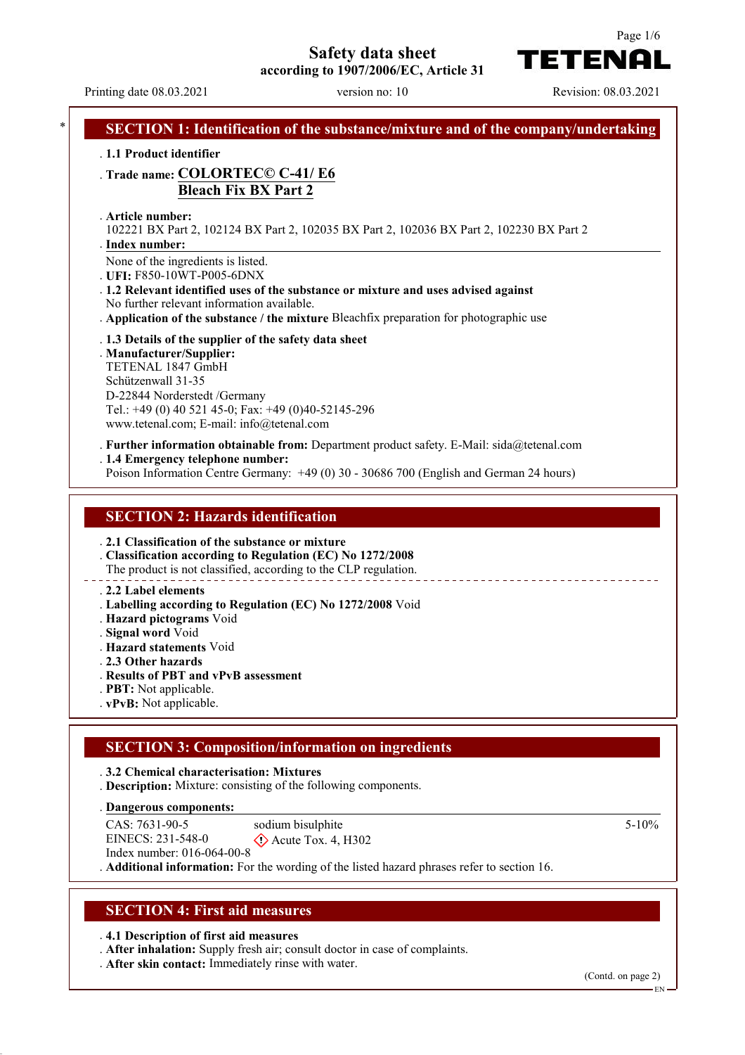# Safety data sheet
according to 1907/2006/EC, Article 31

**TETENAL**

Printing date 08.03.2021 version no: 10 Revision: 08.03.2021

## SECTION 1: Identification of the substance/mixture and of the company/undertaking

· **1.1 Product identifier**

· **Trade name: COLORTEC© C-41/ E6**
**Bleach Fix BX Part 2**

· **Article number:**
102221 BX Part 2, 102124 BX Part 2, 102035 BX Part 2, 102036 BX Part 2, 102230 BX Part 2

· **Index number:**
None of the ingredients is listed.

· **UFI:** F850-10WT-P005-6DNX

· **1.2 Relevant identified uses of the substance or mixture and uses advised against**
No further relevant information available.

· **Application of the substance / the mixture** Bleachfix preparation for photographic use

· **1.3 Details of the supplier of the safety data sheet**

· **Manufacturer/Supplier:**
TETENAL 1847 GmbH
Schützenwall 31-35
D-22844 Norderstedt /Germany
Tel.: +49 (0) 40 521 45-0; Fax: +49 (0)40-52145-296
www.tetenal.com; E-mail: info@tetenal.com

· **Further information obtainable from:** Department product safety. E-Mail: sida@tetenal.com

· **1.4 Emergency telephone number:**
Poison Information Centre Germany: +49 (0) 30 - 30686 700 (English and German 24 hours)

## SECTION 2: Hazards identification

· **2.1 Classification of the substance or mixture**

· **Classification according to Regulation (EC) No 1272/2008**
The product is not classified, according to the CLP regulation.

· **2.2 Label elements**

· **Labelling according to Regulation (EC) No 1272/2008** Void

· **Hazard pictograms** Void

· **Signal word** Void

· **Hazard statements** Void

· **2.3 Other hazards**

· **Results of PBT and vPvB assessment**

· **PBT:** Not applicable.

· **vPvB:** Not applicable.

## SECTION 3: Composition/information on ingredients

· **3.2 Chemical characterisation: Mixtures**

· **Description:** Mixture: consisting of the following components.

· **Dangerous components:**

| | | |
|---|---|---|
| CAS: 7631-90-5<br>EINECS: 231-548-0<br>Index number: 016-064-00-8 | sodium bisulphite<br>Acute Tox. 4, H302 | 5-10% |

· **Additional information:** For the wording of the listed hazard phrases refer to section 16.

## SECTION 4: First aid measures

· **4.1 Description of first aid measures**

· **After inhalation:** Supply fresh air; consult doctor in case of complaints.

· **After skin contact:** Immediately rinse with water.

(Contd. on page 2)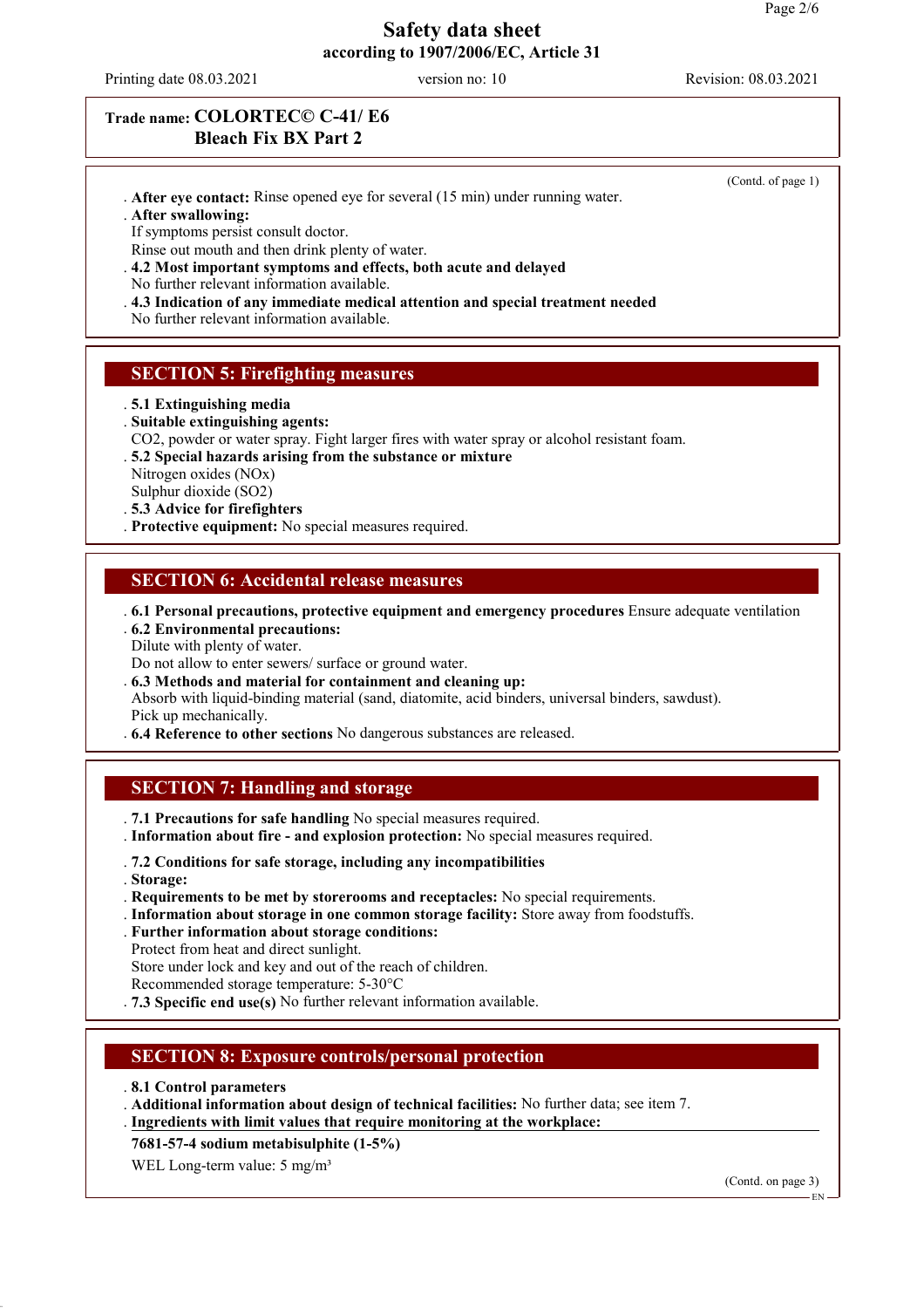**Safety data sheet**
**according to 1907/2006/EC, Article 31**

Printing date 08.03.2021 | version no: 10 | Revision: 08.03.2021

**Trade name: COLORTEC© C-41/ E6 Bleach Fix BX Part 2**

(Contd. of page 1)

- **After eye contact:** Rinse opened eye for several (15 min) under running water.
- **After swallowing:**
  If symptoms persist consult doctor.
  Rinse out mouth and then drink plenty of water.
- **4.2 Most important symptoms and effects, both acute and delayed**
  No further relevant information available.
- **4.3 Indication of any immediate medical attention and special treatment needed**
  No further relevant information available.

## SECTION 5: Firefighting measures

- **5.1 Extinguishing media**
- **Suitable extinguishing agents:**
  $CO_2$, powder or water spray. Fight larger fires with water spray or alcohol resistant foam.
- **5.2 Special hazards arising from the substance or mixture**
  Nitrogen oxides ($NO_x$)
  Sulphur dioxide ($SO_2$)
- **5.3 Advice for firefighters**
- **Protective equipment:** No special measures required.

## SECTION 6: Accidental release measures

- **6.1 Personal precautions, protective equipment and emergency procedures** Ensure adequate ventilation
- **6.2 Environmental precautions:**
  Dilute with plenty of water.
  Do not allow to enter sewers/ surface or ground water.
- **6.3 Methods and material for containment and cleaning up:**
  Absorb with liquid-binding material (sand, diatomite, acid binders, universal binders, sawdust).
  Pick up mechanically.
- **6.4 Reference to other sections** No dangerous substances are released.

## SECTION 7: Handling and storage

- **7.1 Precautions for safe handling** No special measures required.
- **Information about fire - and explosion protection:** No special measures required.
- **7.2 Conditions for safe storage, including any incompatibilities**
- **Storage:**
- **Requirements to be met by storerooms and receptacles:** No special requirements.
- **Information about storage in one common storage facility:** Store away from foodstuffs.
- **Further information about storage conditions:**
  Protect from heat and direct sunlight.
  Store under lock and key and out of the reach of children.
  Recommended storage temperature: 5-30°C
- **7.3 Specific end use(s)** No further relevant information available.

## SECTION 8: Exposure controls/personal protection

- **8.1 Control parameters**
- **Additional information about design of technical facilities:** No further data; see item 7.
- **Ingredients with limit values that require monitoring at the workplace:**

**7681-57-4 sodium metabisulphite (1-5%)**

WEL Long-term value: 5 mg/m³

(Contd. on page 3)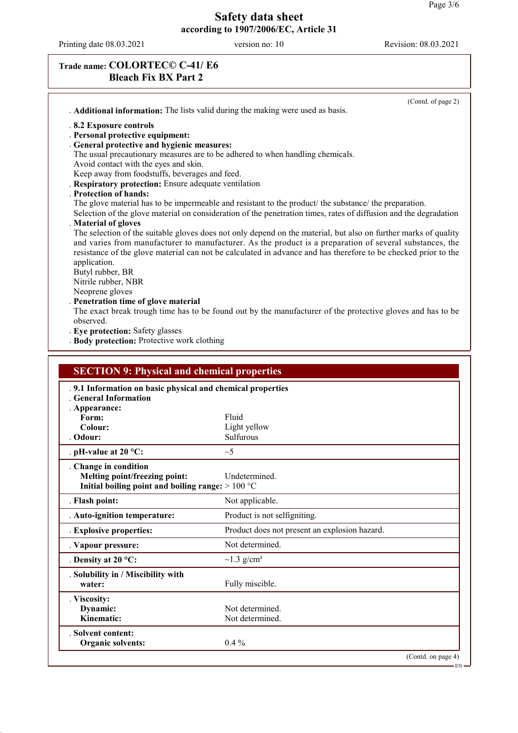**Trade name: COLORTEC© C-41/ E6 Bleach Fix BX Part 2**

(Contd. of page 2)

. **Additional information:** The lists valid during the making were used as basis.

. **8.2 Exposure controls**
. **Personal protective equipment:**
. **General protective and hygienic measures:**
The usual precautionary measures are to be adhered to when handling chemicals.
Avoid contact with the eyes and skin.
Keep away from foodstuffs, beverages and feed.
. **Respiratory protection:** Ensure adequate ventilation
. **Protection of hands:**
The glove material has to be impermeable and resistant to the product/ the substance/ the preparation.
Selection of the glove material on consideration of the penetration times, rates of diffusion and the degradation
. **Material of gloves**
The selection of the suitable gloves does not only depend on the material, but also on further marks of quality and varies from manufacturer to manufacturer. As the product is a preparation of several substances, the resistance of the glove material can not be calculated in advance and has therefore to be checked prior to the application.
Butyl rubber, BR
Nitrile rubber, NBR
Neoprene gloves
. **Penetration time of glove material**
The exact break trough time has to be found out by the manufacturer of the protective gloves and has to be observed.
. **Eye protection:** Safety glasses
. **Body protection:** Protective work clothing

## SECTION 9: Physical and chemical properties

| . **9.1 Information on basic physical and chemical properties** | |
|---|---|
| . **General Information** | |
| . **Appearance:** | |
| **Form:** | Fluid |
| **Colour:** | Light yellow |
| . **Odour:** | Sulfurous |
| . **pH-value at 20 °C:** | ~5 |
| . **Change in condition** | |
| **Melting point/freezing point:** | Undetermined. |
| **Initial boiling point and boiling range:** | > 100 °C |
| . **Flash point:** | Not applicable. |
| . **Auto-ignition temperature:** | Product is not selfigniting. |
| . **Explosive properties:** | Product does not present an explosion hazard. |
| . **Vapour pressure:** | Not determined. |
| . **Density at 20 °C:** | ~1.3 g/cm³ |
| . **Solubility in / Miscibility with water:** | Fully miscible. |
| . **Viscosity:** | |
| **Dynamic:** | Not determined. |
| **Kinematic:** | Not determined. |
| . **Solvent content:** | |
| **Organic solvents:** | 0.4 % |

(Contd. on page 4)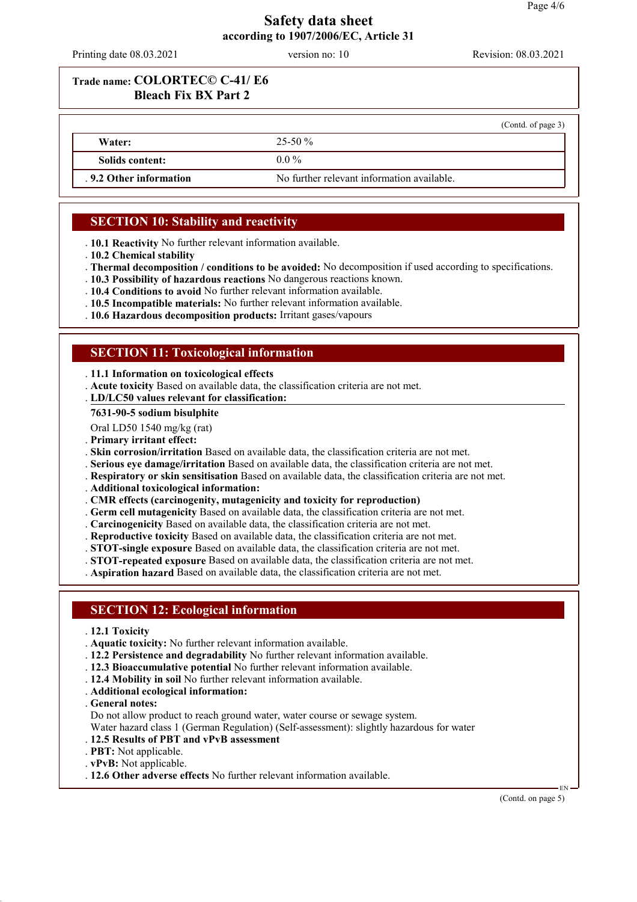**Trade name: COLORTEC© C-41/ E6**
**Bleach Fix BX Part 2**

(Contd. of page 3)

| | |
|---|---|
| **Water:** | 25-50 % |
| **Solids content:** | 0.0 % |
| **9.2 Other information** | No further relevant information available. |

## SECTION 10: Stability and reactivity

- **10.1 Reactivity** No further relevant information available.
- **10.2 Chemical stability**
- **Thermal decomposition / conditions to be avoided:** No decomposition if used according to specifications.
- **10.3 Possibility of hazardous reactions** No dangerous reactions known.
- **10.4 Conditions to avoid** No further relevant information available.
- **10.5 Incompatible materials:** No further relevant information available.
- **10.6 Hazardous decomposition products:** Irritant gases/vapours

## SECTION 11: Toxicological information

- **11.1 Information on toxicological effects**
- **Acute toxicity** Based on available data, the classification criteria are not met.
- **LD/LC50 values relevant for classification:**

**7631-90-5 sodium bisulphite**

Oral LD50 1540 mg/kg (rat)

- **Primary irritant effect:**
- **Skin corrosion/irritation** Based on available data, the classification criteria are not met.
- **Serious eye damage/irritation** Based on available data, the classification criteria are not met.
- **Respiratory or skin sensitisation** Based on available data, the classification criteria are not met.
- **Additional toxicological information:**
- **CMR effects (carcinogenity, mutagenicity and toxicity for reproduction)**
- **Germ cell mutagenicity** Based on available data, the classification criteria are not met.
- **Carcinogenicity** Based on available data, the classification criteria are not met.
- **Reproductive toxicity** Based on available data, the classification criteria are not met.
- **STOT-single exposure** Based on available data, the classification criteria are not met.
- **STOT-repeated exposure** Based on available data, the classification criteria are not met.
- **Aspiration hazard** Based on available data, the classification criteria are not met.

## SECTION 12: Ecological information

- **12.1 Toxicity**
- **Aquatic toxicity:** No further relevant information available.
- **12.2 Persistence and degradability** No further relevant information available.
- **12.3 Bioaccumulative potential** No further relevant information available.
- **12.4 Mobility in soil** No further relevant information available.
- **Additional ecological information:**
- **General notes:**
  Do not allow product to reach ground water, water course or sewage system.
  Water hazard class 1 (German Regulation) (Self-assessment): slightly hazardous for water
- **12.5 Results of PBT and vPvB assessment**
- **PBT:** Not applicable.
- **vPvB:** Not applicable.
- **12.6 Other adverse effects** No further relevant information available.

(Contd. on page 5)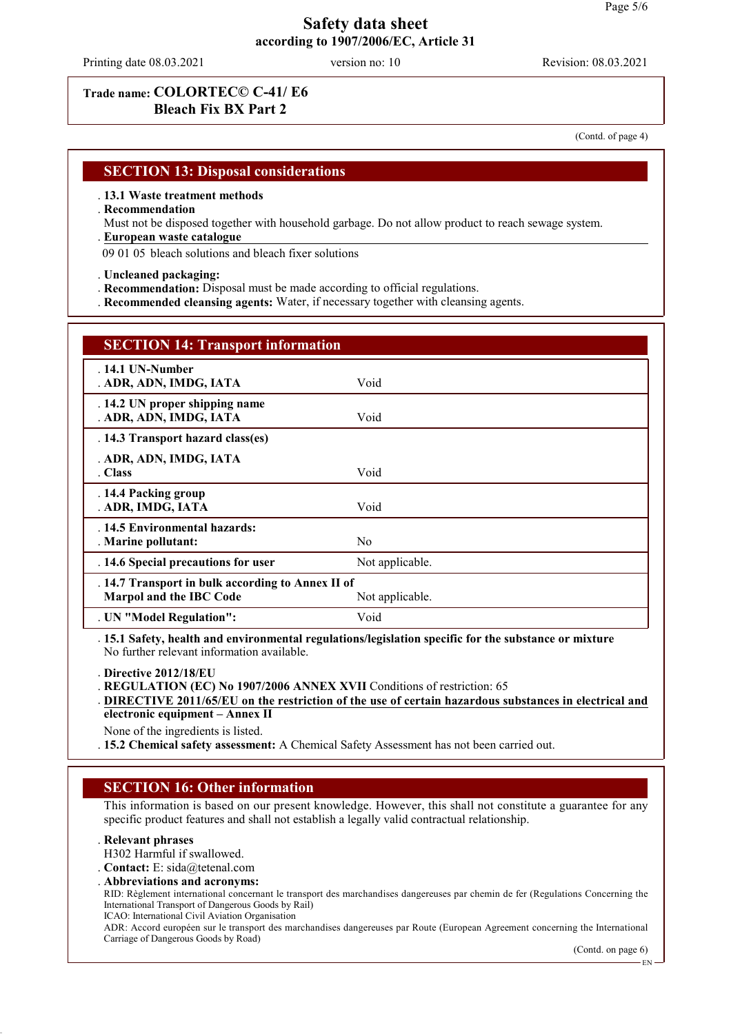**Trade name: COLORTEC© C-41/ E6**
**Bleach Fix BX Part 2**

(Contd. of page 4)

## SECTION 13: Disposal considerations

- **13.1 Waste treatment methods**
- **Recommendation**

Must not be disposed together with household garbage. Do not allow product to reach sewage system.

- **European waste catalogue**

09 01 05 bleach solutions and bleach fixer solutions

- **Uncleaned packaging:**
- **Recommendation:** Disposal must be made according to official regulations.
- **Recommended cleansing agents:** Water, if necessary together with cleansing agents.

## SECTION 14: Transport information

| | |
|---|---|
| **14.1 UN-Number** | |
| **ADR, ADN, IMDG, IATA** | Void |
| **14.2 UN proper shipping name** | |
| **ADR, ADN, IMDG, IATA** | Void |
| **14.3 Transport hazard class(es)** | |
| **ADR, ADN, IMDG, IATA** | |
| **Class** | Void |
| **14.4 Packing group** | |
| **ADR, IMDG, IATA** | Void |
| **14.5 Environmental hazards:** | |
| **Marine pollutant:** | No |
| **14.6 Special precautions for user** | Not applicable. |
| **14.7 Transport in bulk according to Annex II of Marpol and the IBC Code** | Not applicable. |
| **UN "Model Regulation":** | Void |

- **15.1 Safety, health and environmental regulations/legislation specific for the substance or mixture**

No further relevant information available.

- **Directive 2012/18/EU**
- **REGULATION (EC) No 1907/2006 ANNEX XVII** Conditions of restriction: 65
- **DIRECTIVE 2011/65/EU on the restriction of the use of certain hazardous substances in electrical and electronic equipment – Annex II**

None of the ingredients is listed.

- **15.2 Chemical safety assessment:** A Chemical Safety Assessment has not been carried out.

## SECTION 16: Other information

This information is based on our present knowledge. However, this shall not constitute a guarantee for any specific product features and shall not establish a legally valid contractual relationship.

- **Relevant phrases**

H302 Harmful if swallowed.

- **Contact:** E: sida@tetenal.com
- **Abbreviations and acronyms:**

RID: Règlement international concernant le transport des marchandises dangereuses par chemin de fer (Regulations Concerning the International Transport of Dangerous Goods by Rail)
ICAO: International Civil Aviation Organisation
ADR: Accord européen sur le transport des marchandises dangereuses par Route (European Agreement concerning the International Carriage of Dangerous Goods by Road)

(Contd. on page 6)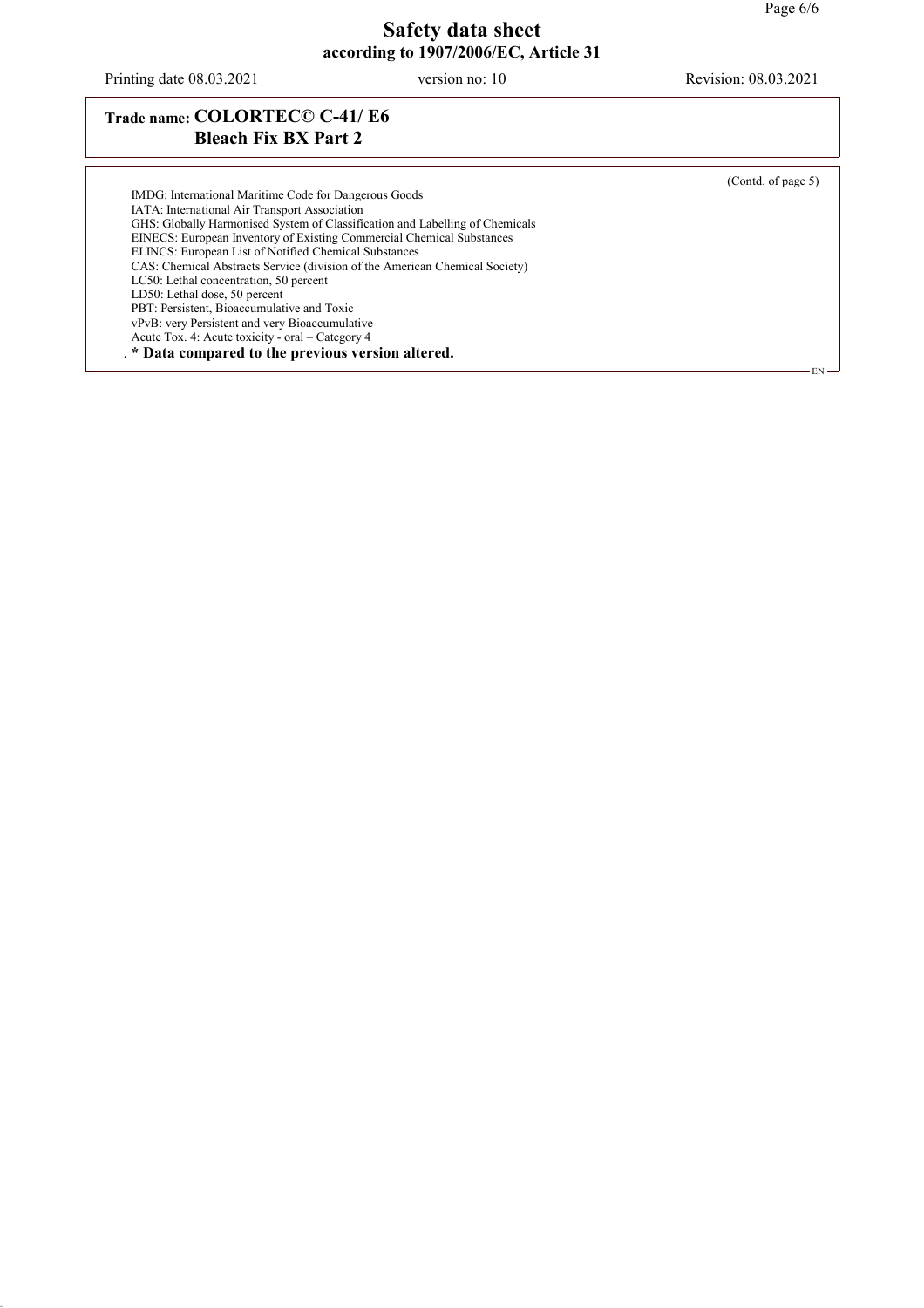(Contd. of page 5)

IMDG: International Maritime Code for Dangerous Goods
IATA: International Air Transport Association
GHS: Globally Harmonised System of Classification and Labelling of Chemicals
EINECS: European Inventory of Existing Commercial Chemical Substances
ELINCS: European List of Notified Chemical Substances
CAS: Chemical Abstracts Service (division of the American Chemical Society)
LC50: Lethal concentration, 50 percent
LD50: Lethal dose, 50 percent
PBT: Persistent, Bioaccumulative and Toxic
vPvB: very Persistent and very Bioaccumulative
Acute Tox. 4: Acute toxicity - oral – Category 4

**\* Data compared to the previous version altered.**